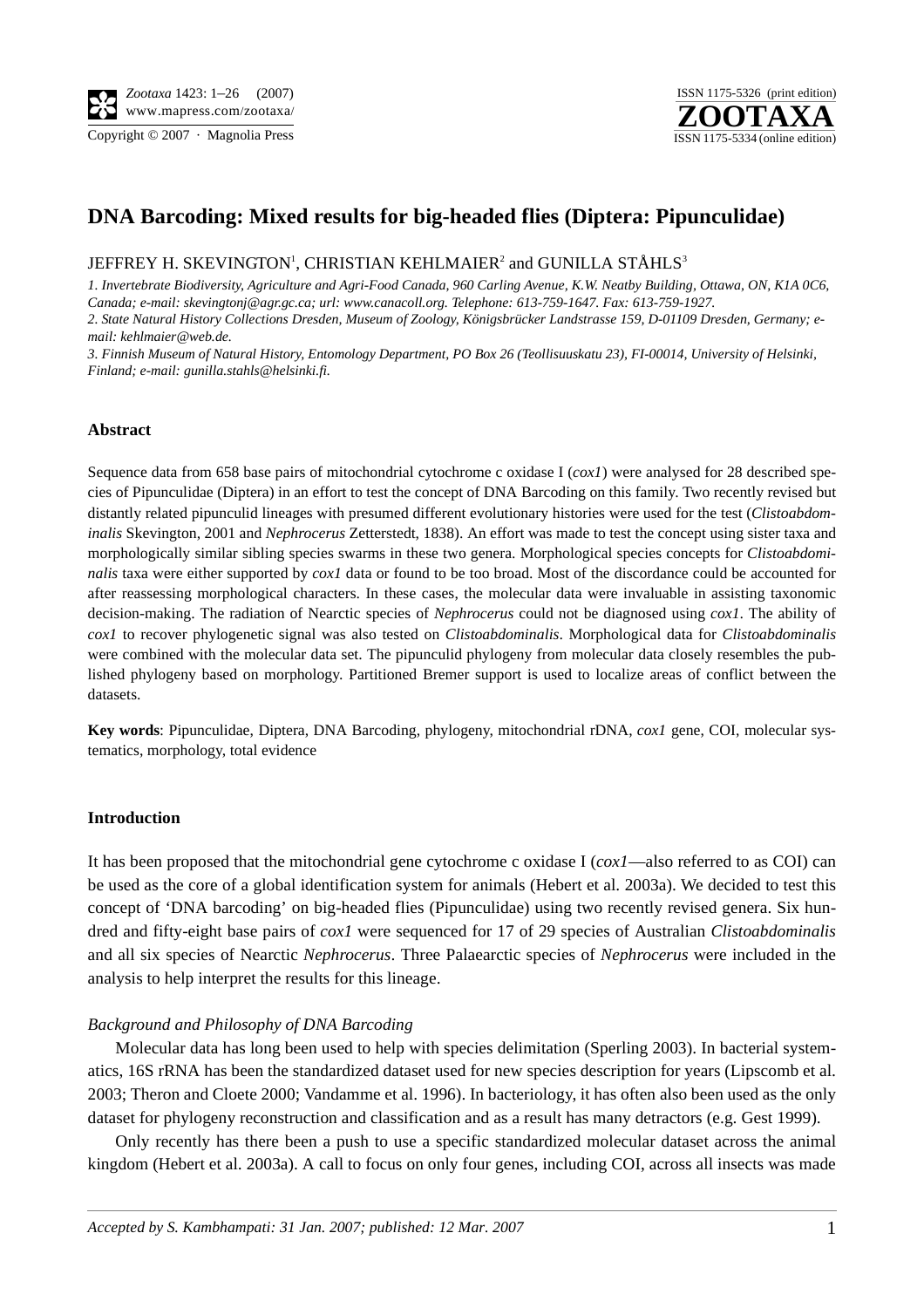# DNA Barcoding: Mixed results for big-headed flies (Diptera: Pipunculidae)

JEFFREY H. SKEVINGTON[1], CHRISTIAN KEHLMAIER[2] and GUNILLA STÅHLS[3]

*1. Invertebrate Biodiversity, Agriculture and Agri-Food Canada, 960 Carling Avenue, K.W. Neatby Building, Ottawa, ON, K1A 0C6, Canada; e-mail: skevingtonj@agr.gc.ca; url: www.canacoll.org. Telephone: 613-759-1647. Fax: 613-759-1927.*

*2. State Natural History Collections Dresden, Museum of Zoology, Königsbrücker Landstrasse 159, D-01109 Dresden, Germany; e-mail: kehlmaier@web.de.*

*3. Finnish Museum of Natural History, Entomology Department, PO Box 26 (Teollisuuskatu 23), FI-00014, University of Helsinki, Finland; e-mail: gunilla.stahls@helsinki.fi.*

## Abstract

Sequence data from 658 base pairs of mitochondrial cytochrome c oxidase I (*cox1*) were analysed for 28 described species of Pipunculidae (Diptera) in an effort to test the concept of DNA Barcoding on this family. Two recently revised but distantly related pipunculid lineages with presumed different evolutionary histories were used for the test (*Clistoabdominalis* Skevington, 2001 and *Nephrocerus* Zetterstedt, 1838). An effort was made to test the concept using sister taxa and morphologically similar sibling species swarms in these two genera. Morphological species concepts for *Clistoabdominalis* taxa were either supported by *cox1* data or found to be too broad. Most of the discordance could be accounted for after reassessing morphological characters. In these cases, the molecular data were invaluable in assisting taxonomic decision-making. The radiation of Nearctic species of *Nephrocerus* could not be diagnosed using *cox1*. The ability of *cox1* to recover phylogenetic signal was also tested on *Clistoabdominalis*. Morphological data for *Clistoabdominalis* were combined with the molecular data set. The pipunculid phylogeny from molecular data closely resembles the published phylogeny based on morphology. Partitioned Bremer support is used to localize areas of conflict between the datasets.

**Key words**: Pipunculidae, Diptera, DNA Barcoding, phylogeny, mitochondrial rDNA, *cox1* gene, COI, molecular systematics, morphology, total evidence

## Introduction

It has been proposed that the mitochondrial gene cytochrome c oxidase I (*cox1*—also referred to as COI) can be used as the core of a global identification system for animals (Hebert et al. 2003a). We decided to test this concept of 'DNA barcoding' on big-headed flies (Pipunculidae) using two recently revised genera. Six hundred and fifty-eight base pairs of *cox1* were sequenced for 17 of 29 species of Australian *Clistoabdominalis* and all six species of Nearctic *Nephrocerus*. Three Palaearctic species of *Nephrocerus* were included in the analysis to help interpret the results for this lineage.

### *Background and Philosophy of DNA Barcoding*

Molecular data has long been used to help with species delimitation (Sperling 2003). In bacterial systematics, 16S rRNA has been the standardized dataset used for new species description for years (Lipscomb et al. 2003; Theron and Cloete 2000; Vandamme et al. 1996). In bacteriology, it has often also been used as the only dataset for phylogeny reconstruction and classification and as a result has many detractors (e.g. Gest 1999).

Only recently has there been a push to use a specific standardized molecular dataset across the animal kingdom (Hebert et al. 2003a). A call to focus on only four genes, including COI, across all insects was made

*Accepted by S. Kambhampati: 31 Jan. 2007; published: 12 Mar. 2007*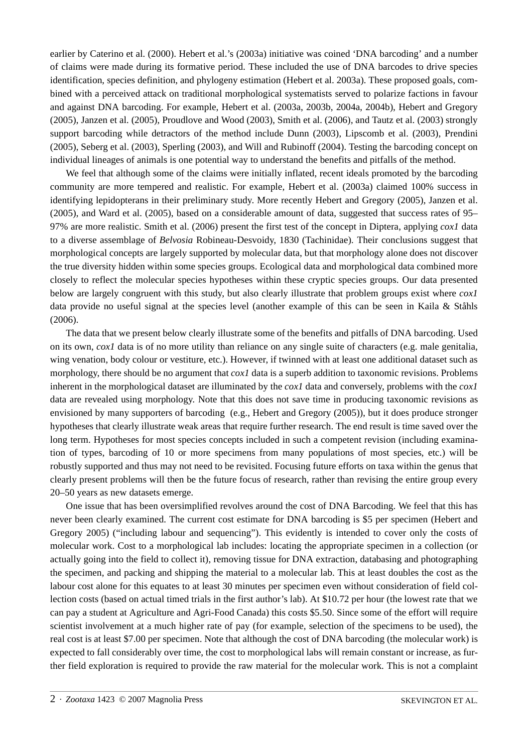earlier by Caterino et al. (2000). Hebert et al.'s (2003a) initiative was coined 'DNA barcoding' and a number of claims were made during its formative period. These included the use of DNA barcodes to drive species identification, species definition, and phylogeny estimation (Hebert et al. 2003a). These proposed goals, combined with a perceived attack on traditional morphological systematists served to polarize factions in favour and against DNA barcoding. For example, Hebert et al. (2003a, 2003b, 2004a, 2004b), Hebert and Gregory (2005), Janzen et al. (2005), Proudlove and Wood (2003), Smith et al. (2006), and Tautz et al. (2003) strongly support barcoding while detractors of the method include Dunn (2003), Lipscomb et al. (2003), Prendini (2005), Seberg et al. (2003), Sperling (2003), and Will and Rubinoff (2004). Testing the barcoding concept on individual lineages of animals is one potential way to understand the benefits and pitfalls of the method.

We feel that although some of the claims were initially inflated, recent ideals promoted by the barcoding community are more tempered and realistic. For example, Hebert et al. (2003a) claimed 100% success in identifying lepidopterans in their preliminary study. More recently Hebert and Gregory (2005), Janzen et al. (2005), and Ward et al. (2005), based on a considerable amount of data, suggested that success rates of 95–97% are more realistic. Smith et al. (2006) present the first test of the concept in Diptera, applying *cox1* data to a diverse assemblage of *Belvosia* Robineau-Desvoidy, 1830 (Tachinidae). Their conclusions suggest that morphological concepts are largely supported by molecular data, but that morphology alone does not discover the true diversity hidden within some species groups. Ecological data and morphological data combined more closely to reflect the molecular species hypotheses within these cryptic species groups. Our data presented below are largely congruent with this study, but also clearly illustrate that problem groups exist where *cox1* data provide no useful signal at the species level (another example of this can be seen in Kaila & Ståhls (2006).

The data that we present below clearly illustrate some of the benefits and pitfalls of DNA barcoding. Used on its own, *cox1* data is of no more utility than reliance on any single suite of characters (e.g. male genitalia, wing venation, body colour or vestiture, etc.). However, if twinned with at least one additional dataset such as morphology, there should be no argument that *cox1* data is a superb addition to taxonomic revisions. Problems inherent in the morphological dataset are illuminated by the *cox1* data and conversely, problems with the *cox1* data are revealed using morphology. Note that this does not save time in producing taxonomic revisions as envisioned by many supporters of barcoding (e.g., Hebert and Gregory (2005)), but it does produce stronger hypotheses that clearly illustrate weak areas that require further research. The end result is time saved over the long term. Hypotheses for most species concepts included in such a competent revision (including examination of types, barcoding of 10 or more specimens from many populations of most species, etc.) will be robustly supported and thus may not need to be revisited. Focusing future efforts on taxa within the genus that clearly present problems will then be the future focus of research, rather than revising the entire group every 20–50 years as new datasets emerge.

One issue that has been oversimplified revolves around the cost of DNA Barcoding. We feel that this has never been clearly examined. The current cost estimate for DNA barcoding is $5 per specimen (Hebert and Gregory 2005) ("including labour and sequencing"). This evidently is intended to cover only the costs of molecular work. Cost to a morphological lab includes: locating the appropriate specimen in a collection (or actually going into the field to collect it), removing tissue for DNA extraction, databasing and photographing the specimen, and packing and shipping the material to a molecular lab. This at least doubles the cost as the labour cost alone for this equates to at least 30 minutes per specimen even without consideration of field collection costs (based on actual timed trials in the first author's lab). At $10.72 per hour (the lowest rate that we can pay a student at Agriculture and Agri-Food Canada) this costs $5.50. Since some of the effort will require scientist involvement at a much higher rate of pay (for example, selection of the specimens to be used), the real cost is at least $7.00 per specimen. Note that although the cost of DNA barcoding (the molecular work) is expected to fall considerably over time, the cost to morphological labs will remain constant or increase, as further field exploration is required to provide the raw material for the molecular work. This is not a complaint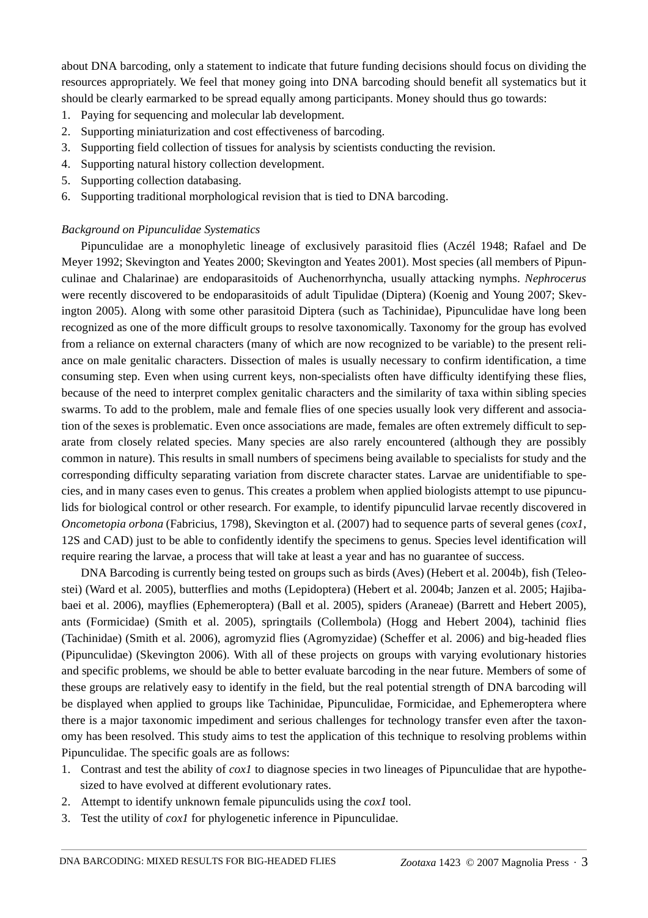about DNA barcoding, only a statement to indicate that future funding decisions should focus on dividing the resources appropriately. We feel that money going into DNA barcoding should benefit all systematics but it should be clearly earmarked to be spread equally among participants. Money should thus go towards:

1. Paying for sequencing and molecular lab development.
2. Supporting miniaturization and cost effectiveness of barcoding.
3. Supporting field collection of tissues for analysis by scientists conducting the revision.
4. Supporting natural history collection development.
5. Supporting collection databasing.
6. Supporting traditional morphological revision that is tied to DNA barcoding.

*Background on Pipunculidae Systematics*

Pipunculidae are a monophyletic lineage of exclusively parasitoid flies (Aczél 1948; Rafael and De Meyer 1992; Skevington and Yeates 2000; Skevington and Yeates 2001). Most species (all members of Pipunculinae and Chalarinae) are endoparasitoids of Auchenorrhyncha, usually attacking nymphs. *Nephrocerus* were recently discovered to be endoparasitoids of adult Tipulidae (Diptera) (Koenig and Young 2007; Skevington 2005). Along with some other parasitoid Diptera (such as Tachinidae), Pipunculidae have long been recognized as one of the more difficult groups to resolve taxonomically. Taxonomy for the group has evolved from a reliance on external characters (many of which are now recognized to be variable) to the present reliance on male genitalic characters. Dissection of males is usually necessary to confirm identification, a time consuming step. Even when using current keys, non-specialists often have difficulty identifying these flies, because of the need to interpret complex genitalic characters and the similarity of taxa within sibling species swarms. To add to the problem, male and female flies of one species usually look very different and association of the sexes is problematic. Even once associations are made, females are often extremely difficult to separate from closely related species. Many species are also rarely encountered (although they are possibly common in nature). This results in small numbers of specimens being available to specialists for study and the corresponding difficulty separating variation from discrete character states. Larvae are unidentifiable to species, and in many cases even to genus. This creates a problem when applied biologists attempt to use pipunculids for biological control or other research. For example, to identify pipunculid larvae recently discovered in *Oncometopia orbona* (Fabricius, 1798), Skevington et al. (2007) had to sequence parts of several genes (*cox1*, 12S and CAD) just to be able to confidently identify the specimens to genus. Species level identification will require rearing the larvae, a process that will take at least a year and has no guarantee of success.

DNA Barcoding is currently being tested on groups such as birds (Aves) (Hebert et al. 2004b), fish (Teleostei) (Ward et al. 2005), butterflies and moths (Lepidoptera) (Hebert et al. 2004b; Janzen et al. 2005; Hajibabaei et al. 2006), mayflies (Ephemeroptera) (Ball et al. 2005), spiders (Araneae) (Barrett and Hebert 2005), ants (Formicidae) (Smith et al. 2005), springtails (Collembola) (Hogg and Hebert 2004), tachinid flies (Tachinidae) (Smith et al. 2006), agromyzid flies (Agromyzidae) (Scheffer et al. 2006) and big-headed flies (Pipunculidae) (Skevington 2006). With all of these projects on groups with varying evolutionary histories and specific problems, we should be able to better evaluate barcoding in the near future. Members of some of these groups are relatively easy to identify in the field, but the real potential strength of DNA barcoding will be displayed when applied to groups like Tachinidae, Pipunculidae, Formicidae, and Ephemeroptera where there is a major taxonomic impediment and serious challenges for technology transfer even after the taxonomy has been resolved. This study aims to test the application of this technique to resolving problems within Pipunculidae. The specific goals are as follows:

1. Contrast and test the ability of *cox1* to diagnose species in two lineages of Pipunculidae that are hypothesized to have evolved at different evolutionary rates.
2. Attempt to identify unknown female pipunculids using the *cox1* tool.
3. Test the utility of *cox1* for phylogenetic inference in Pipunculidae.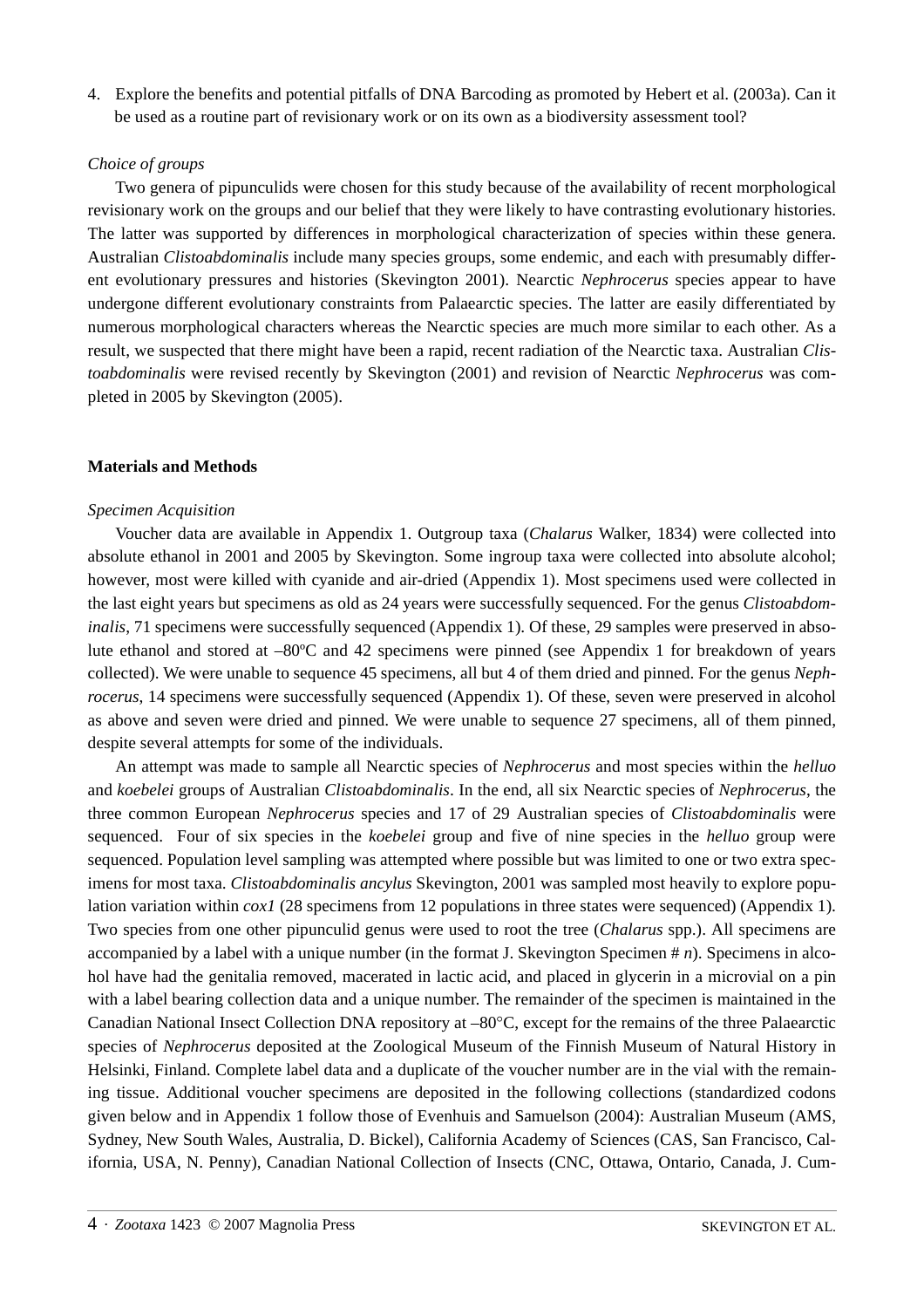4. Explore the benefits and potential pitfalls of DNA Barcoding as promoted by Hebert et al. (2003a). Can it be used as a routine part of revisionary work or on its own as a biodiversity assessment tool?

*Choice of groups*

Two genera of pipunculids were chosen for this study because of the availability of recent morphological revisionary work on the groups and our belief that they were likely to have contrasting evolutionary histories. The latter was supported by differences in morphological characterization of species within these genera. Australian *Clistoabdominalis* include many species groups, some endemic, and each with presumably different evolutionary pressures and histories (Skevington 2001). Nearctic *Nephrocerus* species appear to have undergone different evolutionary constraints from Palaearctic species. The latter are easily differentiated by numerous morphological characters whereas the Nearctic species are much more similar to each other. As a result, we suspected that there might have been a rapid, recent radiation of the Nearctic taxa. Australian *Clistoabdominalis* were revised recently by Skevington (2001) and revision of Nearctic *Nephrocerus* was completed in 2005 by Skevington (2005).

## Materials and Methods

*Specimen Acquisition*

Voucher data are available in Appendix 1. Outgroup taxa (*Chalarus* Walker, 1834) were collected into absolute ethanol in 2001 and 2005 by Skevington. Some ingroup taxa were collected into absolute alcohol; however, most were killed with cyanide and air-dried (Appendix 1). Most specimens used were collected in the last eight years but specimens as old as 24 years were successfully sequenced. For the genus *Clistoabdominalis*, 71 specimens were successfully sequenced (Appendix 1). Of these, 29 samples were preserved in absolute ethanol and stored at –80ºC and 42 specimens were pinned (see Appendix 1 for breakdown of years collected). We were unable to sequence 45 specimens, all but 4 of them dried and pinned. For the genus *Nephrocerus*, 14 specimens were successfully sequenced (Appendix 1). Of these, seven were preserved in alcohol as above and seven were dried and pinned. We were unable to sequence 27 specimens, all of them pinned, despite several attempts for some of the individuals.

An attempt was made to sample all Nearctic species of *Nephrocerus* and most species within the *helluo* and *koebelei* groups of Australian *Clistoabdominalis*. In the end, all six Nearctic species of *Nephrocerus*, the three common European *Nephrocerus* species and 17 of 29 Australian species of *Clistoabdominalis* were sequenced. Four of six species in the *koebelei* group and five of nine species in the *helluo* group were sequenced. Population level sampling was attempted where possible but was limited to one or two extra specimens for most taxa. *Clistoabdominalis ancylus* Skevington, 2001 was sampled most heavily to explore population variation within *cox1* (28 specimens from 12 populations in three states were sequenced) (Appendix 1). Two species from one other pipunculid genus were used to root the tree (*Chalarus* spp.). All specimens are accompanied by a label with a unique number (in the format J. Skevington Specimen # *n*). Specimens in alcohol have had the genitalia removed, macerated in lactic acid, and placed in glycerin in a microvial on a pin with a label bearing collection data and a unique number. The remainder of the specimen is maintained in the Canadian National Insect Collection DNA repository at –80°C, except for the remains of the three Palaearctic species of *Nephrocerus* deposited at the Zoological Museum of the Finnish Museum of Natural History in Helsinki, Finland. Complete label data and a duplicate of the voucher number are in the vial with the remaining tissue. Additional voucher specimens are deposited in the following collections (standardized codons given below and in Appendix 1 follow those of Evenhuis and Samuelson (2004): Australian Museum (AMS, Sydney, New South Wales, Australia, D. Bickel), California Academy of Sciences (CAS, San Francisco, California, USA, N. Penny), Canadian National Collection of Insects (CNC, Ottawa, Ontario, Canada, J. Cum-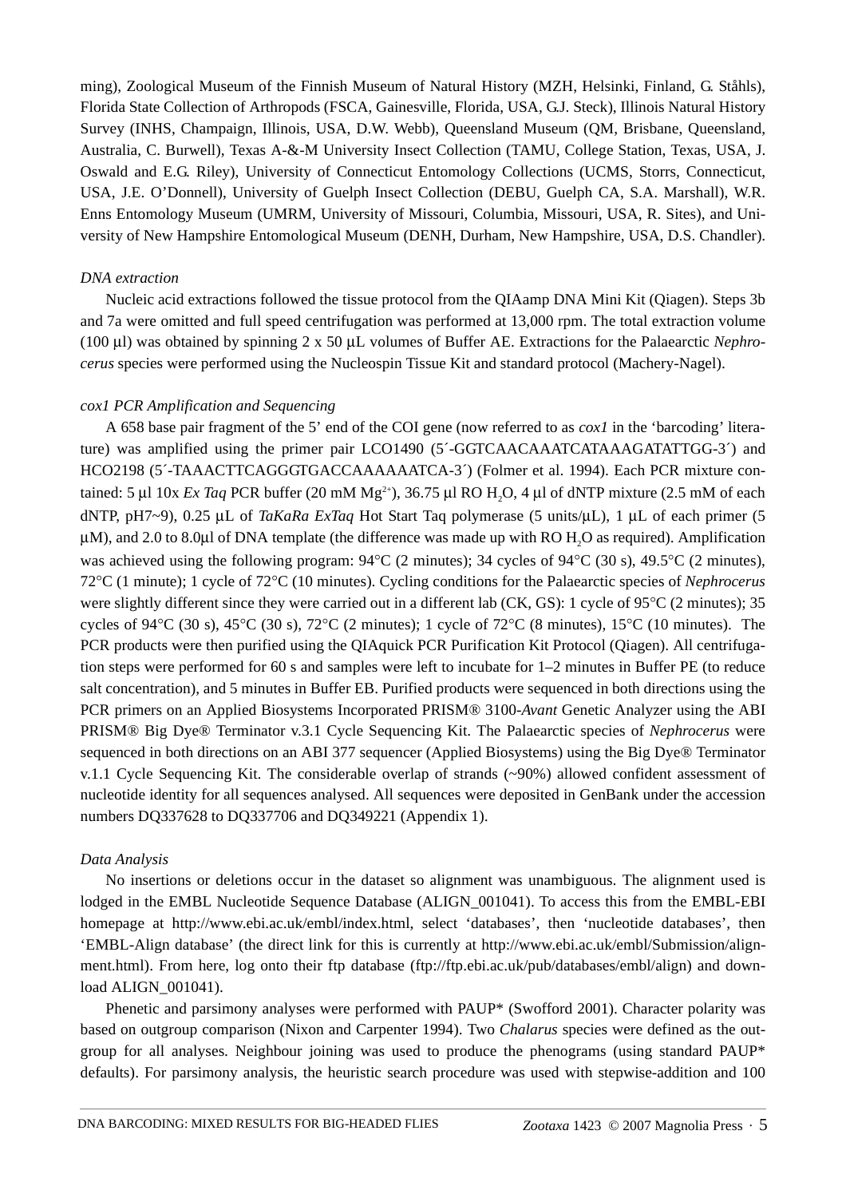ming), Zoological Museum of the Finnish Museum of Natural History (MZH, Helsinki, Finland, G. Ståhls), Florida State Collection of Arthropods (FSCA, Gainesville, Florida, USA, G.J. Steck), Illinois Natural History Survey (INHS, Champaign, Illinois, USA, D.W. Webb), Queensland Museum (QM, Brisbane, Queensland, Australia, C. Burwell), Texas A-&-M University Insect Collection (TAMU, College Station, Texas, USA, J. Oswald and E.G. Riley), University of Connecticut Entomology Collections (UCMS, Storrs, Connecticut, USA, J.E. O'Donnell), University of Guelph Insect Collection (DEBU, Guelph CA, S.A. Marshall), W.R. Enns Entomology Museum (UMRM, University of Missouri, Columbia, Missouri, USA, R. Sites), and University of New Hampshire Entomological Museum (DENH, Durham, New Hampshire, USA, D.S. Chandler).

*DNA extraction*

Nucleic acid extractions followed the tissue protocol from the QIAamp DNA Mini Kit (Qiagen). Steps 3b and 7a were omitted and full speed centrifugation was performed at 13,000 rpm. The total extraction volume (100 µl) was obtained by spinning 2 x 50 µL volumes of Buffer AE. Extractions for the Palaearctic *Nephrocerus* species were performed using the Nucleospin Tissue Kit and standard protocol (Machery-Nagel).

*cox1 PCR Amplification and Sequencing*

A 658 base pair fragment of the 5' end of the COI gene (now referred to as *cox1* in the 'barcoding' literature) was amplified using the primer pair LCO1490 (5´-GGTCAACAAATCATAAAGATATTGG-3´) and HCO2198 (5´-TAAACTTCAGGGTGACCAAAAAATCA-3´) (Folmer et al. 1994). Each PCR mixture contained: 5 µl 10x *Ex Taq* PCR buffer (20 mM $Mg^{2+}$), 36.75 µl RO $H_2O$, 4 µl of dNTP mixture (2.5 mM of each dNTP, pH7~9), 0.25 µL of *TaKaRa ExTaq* Hot Start Taq polymerase (5 units/µL), 1 µL of each primer (5 µM), and 2.0 to 8.0µl of DNA template (the difference was made up with RO $H_2O$ as required). Amplification was achieved using the following program: 94°C (2 minutes); 34 cycles of 94°C (30 s), 49.5°C (2 minutes), 72°C (1 minute); 1 cycle of 72°C (10 minutes). Cycling conditions for the Palaearctic species of *Nephrocerus* were slightly different since they were carried out in a different lab (CK, GS): 1 cycle of 95°C (2 minutes); 35 cycles of 94°C (30 s), 45°C (30 s), 72°C (2 minutes); 1 cycle of 72°C (8 minutes), 15°C (10 minutes). The PCR products were then purified using the QIAquick PCR Purification Kit Protocol (Qiagen). All centrifugation steps were performed for 60 s and samples were left to incubate for 1–2 minutes in Buffer PE (to reduce salt concentration), and 5 minutes in Buffer EB. Purified products were sequenced in both directions using the PCR primers on an Applied Biosystems Incorporated PRISM® 3100-*Avant* Genetic Analyzer using the ABI PRISM® Big Dye® Terminator v.3.1 Cycle Sequencing Kit. The Palaearctic species of *Nephrocerus* were sequenced in both directions on an ABI 377 sequencer (Applied Biosystems) using the Big Dye® Terminator v.1.1 Cycle Sequencing Kit. The considerable overlap of strands (~90%) allowed confident assessment of nucleotide identity for all sequences analysed. All sequences were deposited in GenBank under the accession numbers DQ337628 to DQ337706 and DQ349221 (Appendix 1).

*Data Analysis*

No insertions or deletions occur in the dataset so alignment was unambiguous. The alignment used is lodged in the EMBL Nucleotide Sequence Database (ALIGN_001041). To access this from the EMBL-EBI homepage at http://www.ebi.ac.uk/embl/index.html, select 'databases', then 'nucleotide databases', then 'EMBL-Align database' (the direct link for this is currently at http://www.ebi.ac.uk/embl/Submission/alignment.html). From here, log onto their ftp database (ftp://ftp.ebi.ac.uk/pub/databases/embl/align) and download ALIGN_001041).

Phenetic and parsimony analyses were performed with PAUP* (Swofford 2001). Character polarity was based on outgroup comparison (Nixon and Carpenter 1994). Two *Chalarus* species were defined as the outgroup for all analyses. Neighbour joining was used to produce the phenograms (using standard PAUP* defaults). For parsimony analysis, the heuristic search procedure was used with stepwise-addition and 100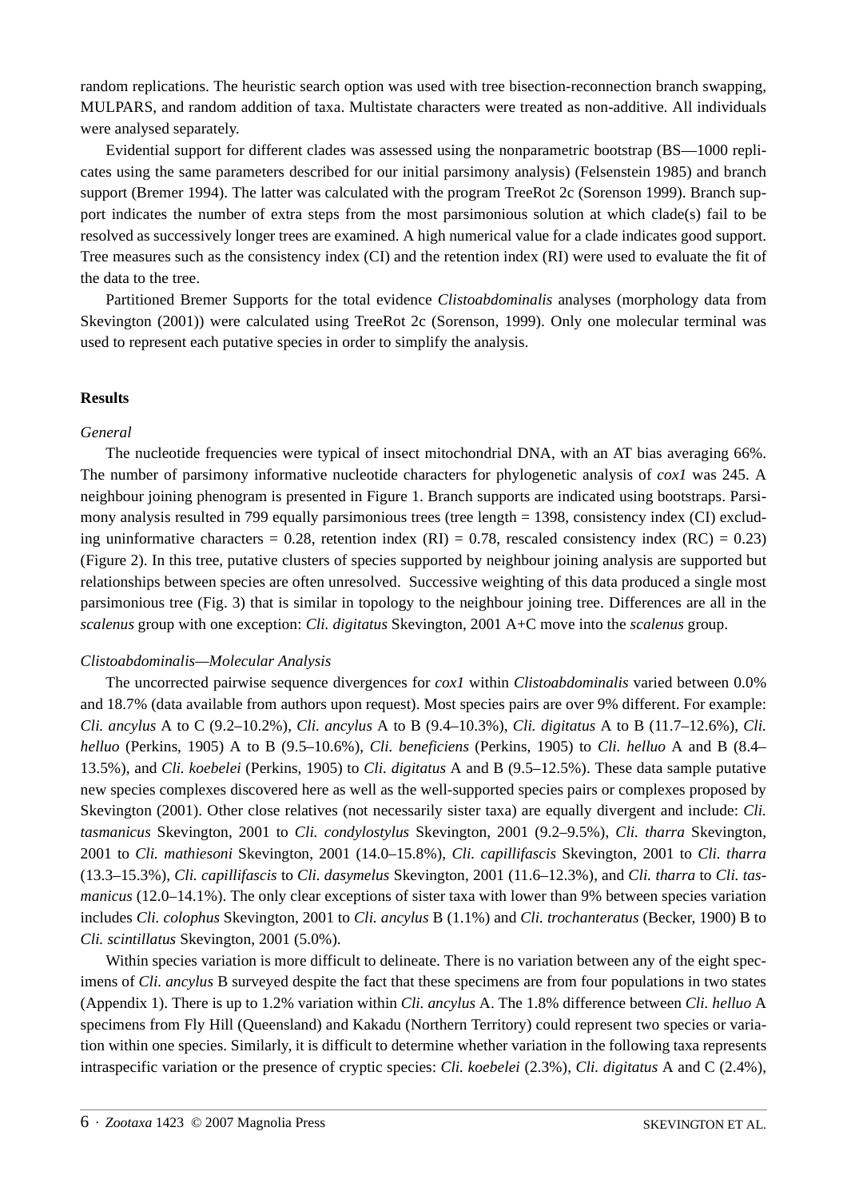random replications. The heuristic search option was used with tree bisection-reconnection branch swapping, MULPARS, and random addition of taxa. Multistate characters were treated as non-additive. All individuals were analysed separately.

Evidential support for different clades was assessed using the nonparametric bootstrap (BS—1000 replicates using the same parameters described for our initial parsimony analysis) (Felsenstein 1985) and branch support (Bremer 1994). The latter was calculated with the program TreeRot 2c (Sorenson 1999). Branch support indicates the number of extra steps from the most parsimonious solution at which clade(s) fail to be resolved as successively longer trees are examined. A high numerical value for a clade indicates good support. Tree measures such as the consistency index (CI) and the retention index (RI) were used to evaluate the fit of the data to the tree.

Partitioned Bremer Supports for the total evidence *Clistoabdominalis* analyses (morphology data from Skevington (2001)) were calculated using TreeRot 2c (Sorenson, 1999). Only one molecular terminal was used to represent each putative species in order to simplify the analysis.

## Results

### *General*

The nucleotide frequencies were typical of insect mitochondrial DNA, with an AT bias averaging 66%. The number of parsimony informative nucleotide characters for phylogenetic analysis of *cox1* was 245. A neighbour joining phenogram is presented in Figure 1. Branch supports are indicated using bootstraps. Parsimony analysis resulted in 799 equally parsimonious trees (tree length = 1398, consistency index (CI) excluding uninformative characters = 0.28, retention index (RI) = 0.78, rescaled consistency index (RC) = 0.23) (Figure 2). In this tree, putative clusters of species supported by neighbour joining analysis are supported but relationships between species are often unresolved. Successive weighting of this data produced a single most parsimonious tree (Fig. 3) that is similar in topology to the neighbour joining tree. Differences are all in the *scalenus* group with one exception: *Cli. digitatus* Skevington, 2001 A+C move into the *scalenus* group.

### *Clistoabdominalis—Molecular Analysis*

The uncorrected pairwise sequence divergences for *cox1* within *Clistoabdominalis* varied between 0.0% and 18.7% (data available from authors upon request). Most species pairs are over 9% different. For example: *Cli. ancylus* A to C (9.2–10.2%), *Cli. ancylus* A to B (9.4–10.3%), *Cli. digitatus* A to B (11.7–12.6%), *Cli. helluo* (Perkins, 1905) A to B (9.5–10.6%), *Cli. beneficiens* (Perkins, 1905) to *Cli. helluo* A and B (8.4–13.5%), and *Cli. koebelei* (Perkins, 1905) to *Cli. digitatus* A and B (9.5–12.5%). These data sample putative new species complexes discovered here as well as the well-supported species pairs or complexes proposed by Skevington (2001). Other close relatives (not necessarily sister taxa) are equally divergent and include: *Cli. tasmanicus* Skevington, 2001 to *Cli. condylostylus* Skevington, 2001 (9.2–9.5%), *Cli. tharra* Skevington, 2001 to *Cli. mathiesoni* Skevington, 2001 (14.0–15.8%), *Cli. capillifascis* Skevington, 2001 to *Cli. tharra* (13.3–15.3%), *Cli. capillifascis* to *Cli. dasymelus* Skevington, 2001 (11.6–12.3%), and *Cli. tharra* to *Cli. tasmanicus* (12.0–14.1%). The only clear exceptions of sister taxa with lower than 9% between species variation includes *Cli. colophus* Skevington, 2001 to *Cli. ancylus* B (1.1%) and *Cli. trochanteratus* (Becker, 1900) B to *Cli. scintillatus* Skevington, 2001 (5.0%).

Within species variation is more difficult to delineate. There is no variation between any of the eight specimens of *Cli. ancylus* B surveyed despite the fact that these specimens are from four populations in two states (Appendix 1). There is up to 1.2% variation within *Cli. ancylus* A. The 1.8% difference between *Cli. helluo* A specimens from Fly Hill (Queensland) and Kakadu (Northern Territory) could represent two species or variation within one species. Similarly, it is difficult to determine whether variation in the following taxa represents intraspecific variation or the presence of cryptic species: *Cli. koebelei* (2.3%), *Cli. digitatus* A and C (2.4%),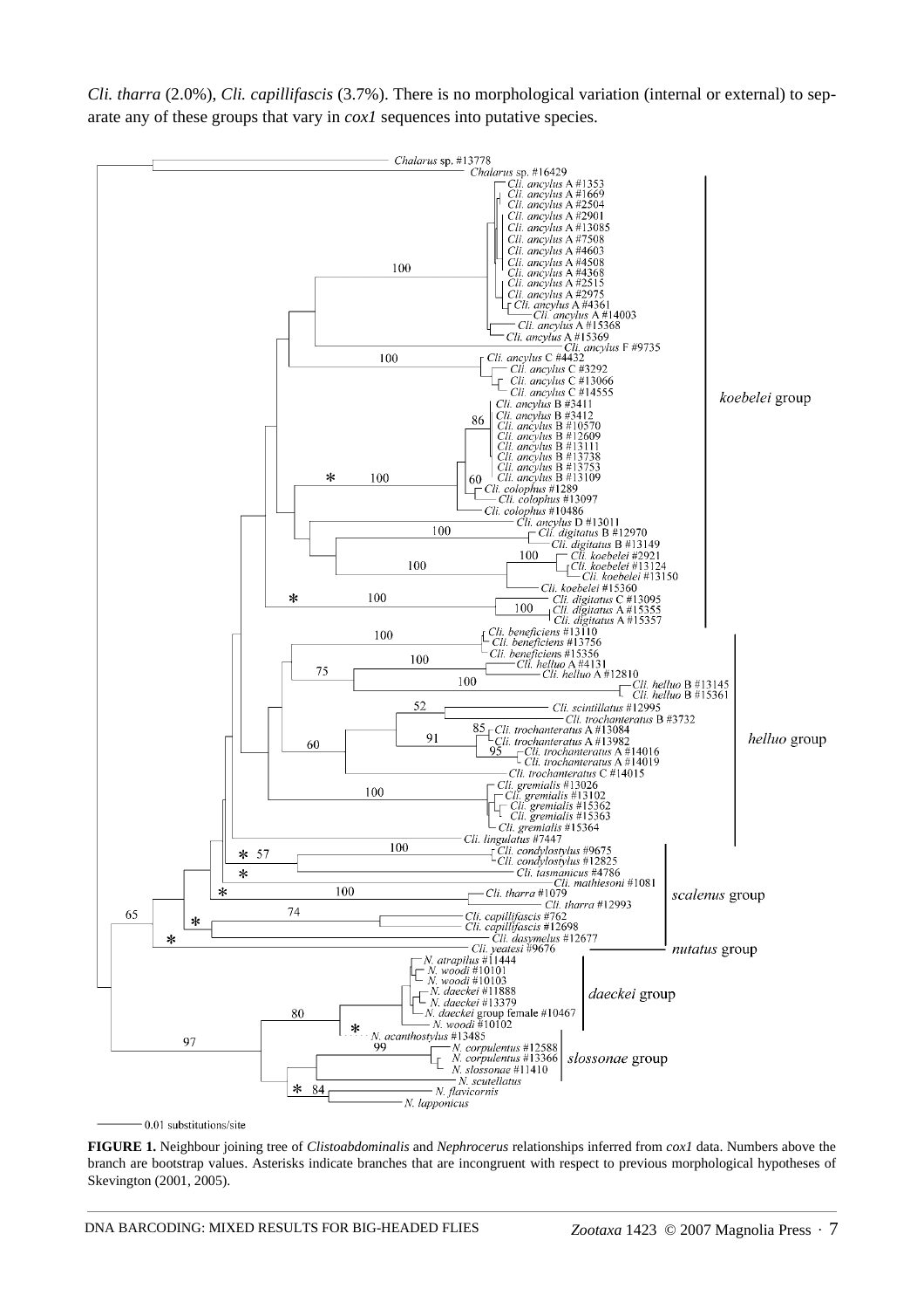*Cli. tharra* (2.0%), *Cli. capillifascis* (3.7%). There is no morphological variation (internal or external) to separate any of these groups that vary in *cox1* sequences into putative species.

**FIGURE 1.** Neighbour joining tree of *Clistoabdominalis* and *Nephrocerus* relationships inferred from *cox1* data. Numbers above the branch are bootstrap values. Asterisks indicate branches that are incongruent with respect to previous morphological hypotheses of Skevington (2001, 2005).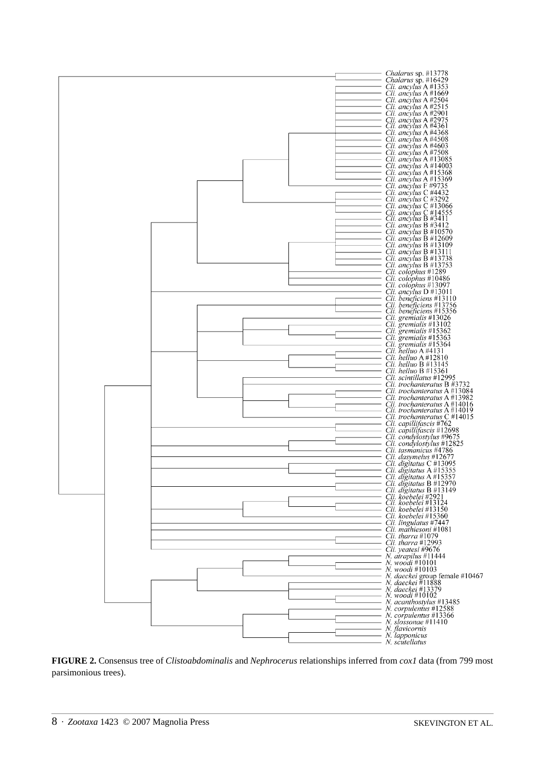Chalarus sp. #13778
Chalarus sp. #16429
Cli. ancylus A #1353
Cli. ancylus A #1669
Cli. ancylus A #2504
Cli. ancylus A #2515
Cli. ancylus A #2901
Cli. ancylus A #2975
Cli. ancylus A #4361
Cli. ancylus A #4368
Cli. ancylus A #4508
Cli. ancylus A #4603
Cli. ancylus A #7508
Cli. ancylus A #13085
Cli. ancylus A #14003
Cli. ancylus A #15368
Cli. ancylus A #15369
Cli. ancylus F #9735
Cli. ancylus C #4432
Cli. ancylus C #3292
Cli. ancylus C #13066
Cli. ancylus C #14555
Cli. ancylus B #3411
Cli. ancylus B #3412
Cli. ancylus B #10570
Cli. ancylus B #12609
Cli. ancylus B #13109
Cli. ancylus B #13111
Cli. ancylus B #13738
Cli. ancylus B #13753
Cli. colophus #1289
Cli. colophus #10486
Cli. colophus #13097
Cli. ancylus D #13011
Cli. beneficiens #13110
Cli. beneficiens #13756
Cli. beneficiens #15356
Cli. gremialis #13026
Cli. gremialis #13102
Cli. gremialis #15362
Cli. gremialis #15363
Cli. gremialis #15364
Cli. helluo A #4131
Cli. helluo A #12810
Cli. helluo B #13145
Cli. helluo B #15361
Cli. scintillatus #12995
Cli. trochanteratus B #3732
Cli. trochanteratus A #13084
Cli. trochanteratus A #13982
Cli. trochanteratus A #14016
Cli. trochanteratus A #14019
Cli. trochanteratus C #14015
Cli. capillifascis #762
Cli. capillifascis #12698
Cli. condylostylus #9675
Cli. condylostylus #12825
Cli. tasmanicus #4786
Cli. dasymelus #12677
Cli. digitatus C #13095
Cli. digitatus A #15355
Cli. digitatus A #15357
Cli. digitatus B #12970
Cli. digitatus B #13149
Cli. koebelei #2921
Cli. koebelei #13124
Cli. koebelei #13150
Cli. koebelei #15360
Cli. lingulatus #7447
Cli. mathiesoni #1081
Cli. tharra #1079
Cli. tharra #12993
Cli. yeatesi #9676
N. atrapilus #11444
N. woodi #10101
N. woodi #10103
N. daeckei group female #10467
N. daeckei #11888
N. daeckei #13379
N. woodi #10102
N. acanthostylus #13485
N. corpulentus #12588
N. corpulentus #13366
N. slossonae #11410
N. flavicornis
N. lapponicus
N. scutellatus

**FIGURE 2.** Consensus tree of *Clistoabdominalis* and *Nephrocerus* relationships inferred from *cox1* data (from 799 most parsimonious trees).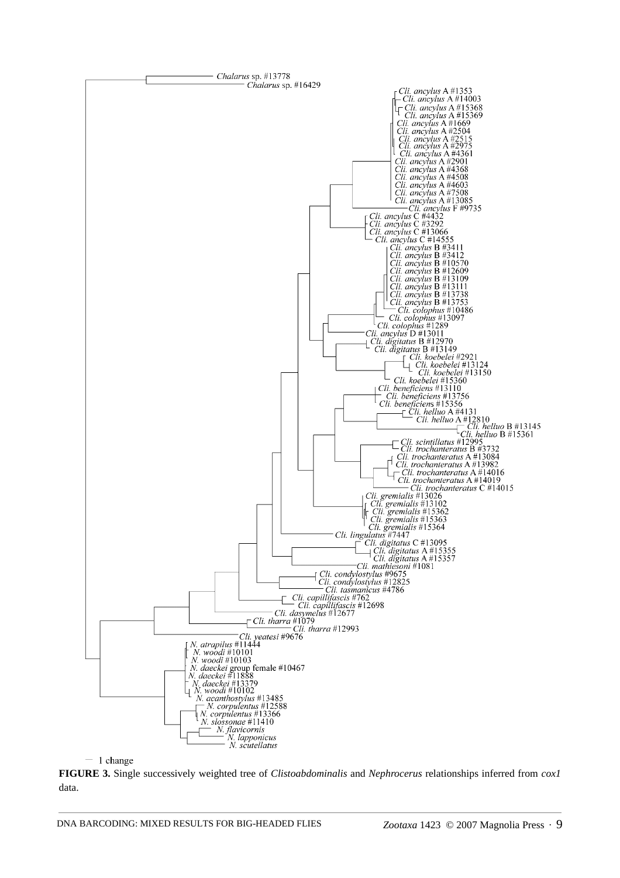**FIGURE 3.** Single successively weighted tree of *Clistoabdominalis* and *Nephrocerus* relationships inferred from *cox1* data.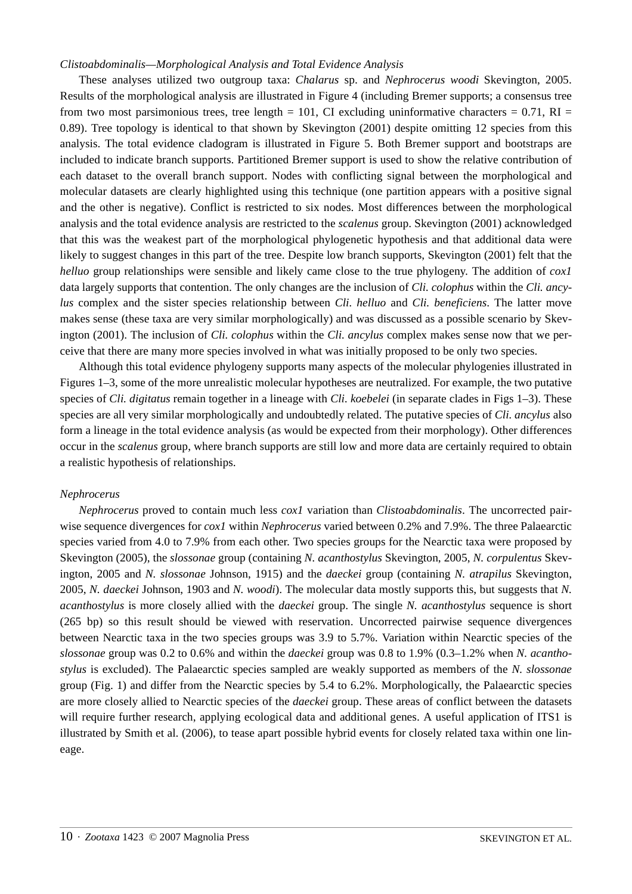*Clistoabdominalis—Morphological Analysis and Total Evidence Analysis*

These analyses utilized two outgroup taxa: *Chalarus* sp. and *Nephrocerus woodi* Skevington, 2005. Results of the morphological analysis are illustrated in Figure 4 (including Bremer supports; a consensus tree from two most parsimonious trees, tree length = 101, CI excluding uninformative characters = 0.71, RI = 0.89). Tree topology is identical to that shown by Skevington (2001) despite omitting 12 species from this analysis. The total evidence cladogram is illustrated in Figure 5. Both Bremer support and bootstraps are included to indicate branch supports. Partitioned Bremer support is used to show the relative contribution of each dataset to the overall branch support. Nodes with conflicting signal between the morphological and molecular datasets are clearly highlighted using this technique (one partition appears with a positive signal and the other is negative). Conflict is restricted to six nodes. Most differences between the morphological analysis and the total evidence analysis are restricted to the *scalenus* group. Skevington (2001) acknowledged that this was the weakest part of the morphological phylogenetic hypothesis and that additional data were likely to suggest changes in this part of the tree. Despite low branch supports, Skevington (2001) felt that the *helluo* group relationships were sensible and likely came close to the true phylogeny. The addition of *cox1* data largely supports that contention. The only changes are the inclusion of *Cli. colophus* within the *Cli. ancylus* complex and the sister species relationship between *Cli. helluo* and *Cli. beneficiens*. The latter move makes sense (these taxa are very similar morphologically) and was discussed as a possible scenario by Skevington (2001). The inclusion of *Cli. colophus* within the *Cli. ancylus* complex makes sense now that we perceive that there are many more species involved in what was initially proposed to be only two species.

Although this total evidence phylogeny supports many aspects of the molecular phylogenies illustrated in Figures 1–3, some of the more unrealistic molecular hypotheses are neutralized. For example, the two putative species of *Cli. digitatus* remain together in a lineage with *Cli. koebelei* (in separate clades in Figs 1–3). These species are all very similar morphologically and undoubtedly related. The putative species of *Cli. ancylus* also form a lineage in the total evidence analysis (as would be expected from their morphology). Other differences occur in the *scalenus* group, where branch supports are still low and more data are certainly required to obtain a realistic hypothesis of relationships.

*Nephrocerus*

*Nephrocerus* proved to contain much less *cox1* variation than *Clistoabdominalis*. The uncorrected pairwise sequence divergences for *cox1* within *Nephrocerus* varied between 0.2% and 7.9%. The three Palaearctic species varied from 4.0 to 7.9% from each other. Two species groups for the Nearctic taxa were proposed by Skevington (2005), the *slossonae* group (containing *N. acanthostylus* Skevington, 2005, *N. corpulentus* Skevington, 2005 and *N. slossonae* Johnson, 1915) and the *daeckei* group (containing *N. atrapilus* Skevington, 2005, *N. daeckei* Johnson, 1903 and *N. woodi*). The molecular data mostly supports this, but suggests that *N. acanthostylus* is more closely allied with the *daeckei* group. The single *N. acanthostylus* sequence is short (265 bp) so this result should be viewed with reservation. Uncorrected pairwise sequence divergences between Nearctic taxa in the two species groups was 3.9 to 5.7%. Variation within Nearctic species of the *slossonae* group was 0.2 to 0.6% and within the *daeckei* group was 0.8 to 1.9% (0.3–1.2% when *N. acanthostylus* is excluded). The Palaearctic species sampled are weakly supported as members of the *N. slossonae* group (Fig. 1) and differ from the Nearctic species by 5.4 to 6.2%. Morphologically, the Palaearctic species are more closely allied to Nearctic species of the *daeckei* group. These areas of conflict between the datasets will require further research, applying ecological data and additional genes. A useful application of ITS1 is illustrated by Smith et al. (2006), to tease apart possible hybrid events for closely related taxa within one lineage.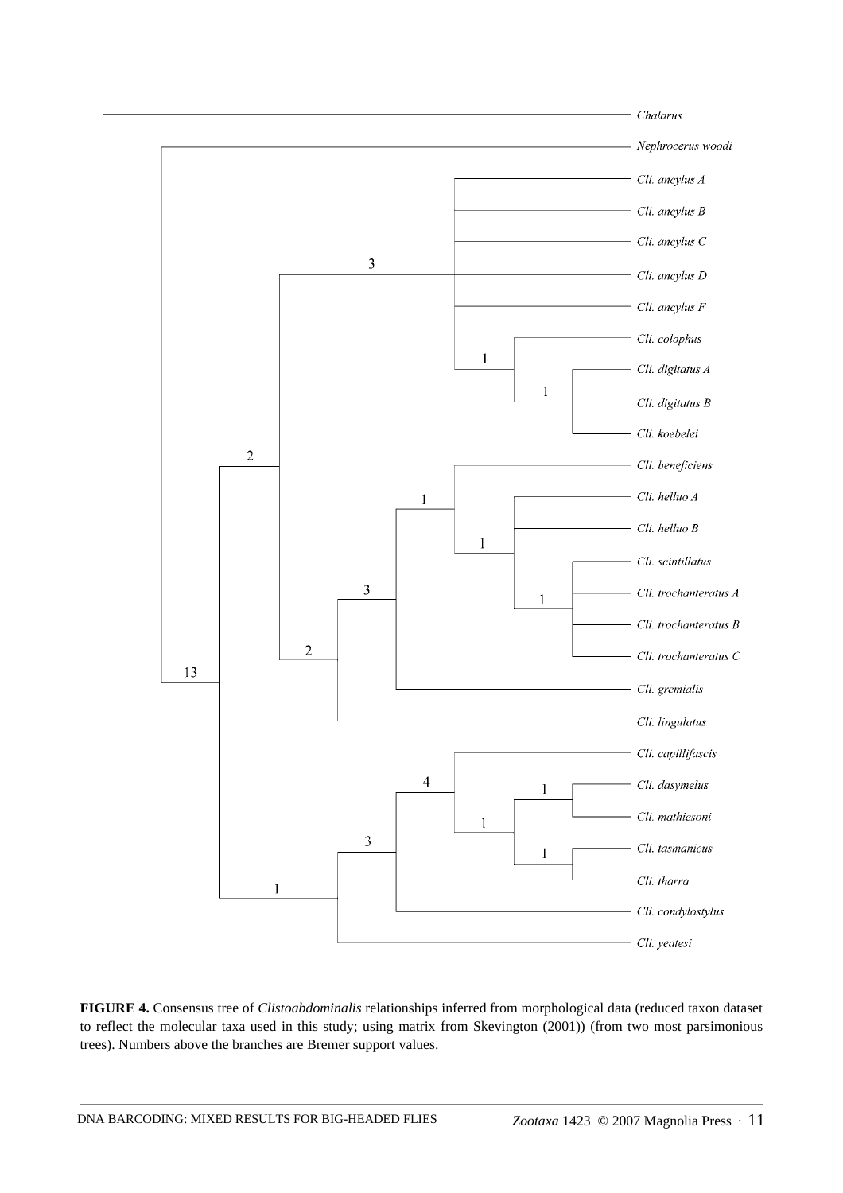**FIGURE 4.** Consensus tree of *Clistoabdominalis* relationships inferred from morphological data (reduced taxon dataset to reflect the molecular taxa used in this study; using matrix from Skevington (2001)) (from two most parsimonious trees). Numbers above the branches are Bremer support values.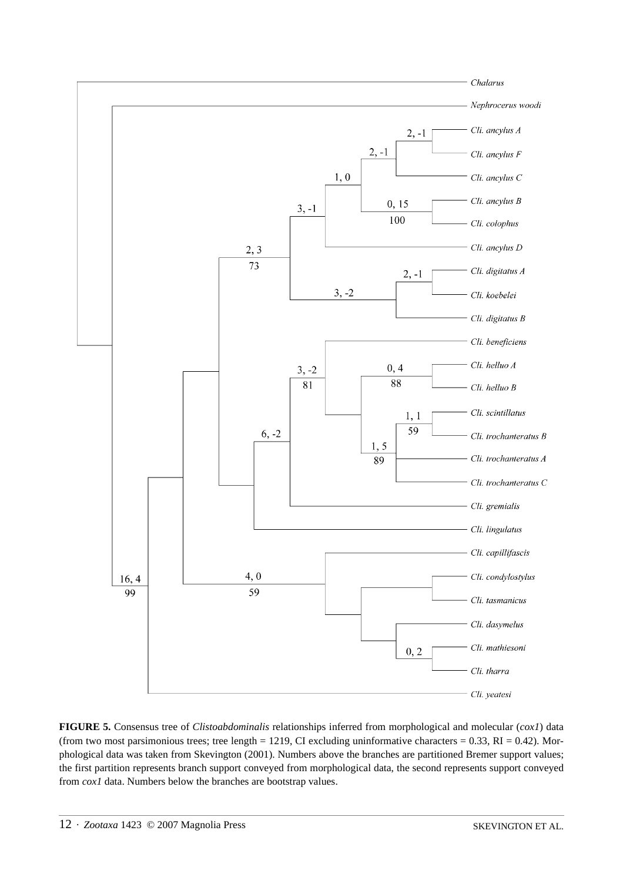**FIGURE 5.** Consensus tree of *Clistoabdominalis* relationships inferred from morphological and molecular (*cox1*) data (from two most parsimonious trees; tree length = 1219, CI excluding uninformative characters = 0.33, RI = 0.42). Morphological data was taken from Skevington (2001). Numbers above the branches are partitioned Bremer support values; the first partition represents branch support conveyed from morphological data, the second represents support conveyed from *cox1* data. Numbers below the branches are bootstrap values.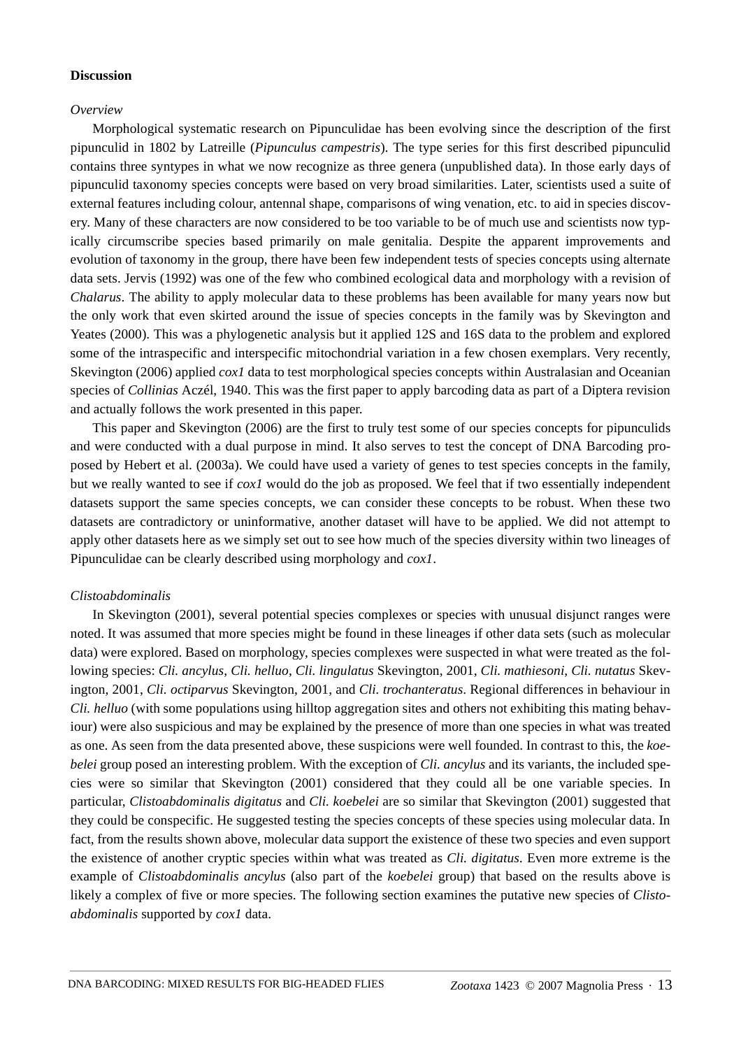## Discussion

### *Overview*

Morphological systematic research on Pipunculidae has been evolving since the description of the first pipunculid in 1802 by Latreille (*Pipunculus campestris*). The type series for this first described pipunculid contains three syntypes in what we now recognize as three genera (unpublished data). In those early days of pipunculid taxonomy species concepts were based on very broad similarities. Later, scientists used a suite of external features including colour, antennal shape, comparisons of wing venation, etc. to aid in species discovery. Many of these characters are now considered to be too variable to be of much use and scientists now typically circumscribe species based primarily on male genitalia. Despite the apparent improvements and evolution of taxonomy in the group, there have been few independent tests of species concepts using alternate data sets. Jervis (1992) was one of the few who combined ecological data and morphology with a revision of *Chalarus*. The ability to apply molecular data to these problems has been available for many years now but the only work that even skirted around the issue of species concepts in the family was by Skevington and Yeates (2000). This was a phylogenetic analysis but it applied 12S and 16S data to the problem and explored some of the intraspecific and interspecific mitochondrial variation in a few chosen exemplars. Very recently, Skevington (2006) applied *cox1* data to test morphological species concepts within Australasian and Oceanian species of *Collinias* Aczél, 1940. This was the first paper to apply barcoding data as part of a Diptera revision and actually follows the work presented in this paper.

This paper and Skevington (2006) are the first to truly test some of our species concepts for pipunculids and were conducted with a dual purpose in mind. It also serves to test the concept of DNA Barcoding proposed by Hebert et al. (2003a). We could have used a variety of genes to test species concepts in the family, but we really wanted to see if *cox1* would do the job as proposed. We feel that if two essentially independent datasets support the same species concepts, we can consider these concepts to be robust. When these two datasets are contradictory or uninformative, another dataset will have to be applied. We did not attempt to apply other datasets here as we simply set out to see how much of the species diversity within two lineages of Pipunculidae can be clearly described using morphology and *cox1*.

### *Clistoabdominalis*

In Skevington (2001), several potential species complexes or species with unusual disjunct ranges were noted. It was assumed that more species might be found in these lineages if other data sets (such as molecular data) were explored. Based on morphology, species complexes were suspected in what were treated as the following species: *Cli. ancylus*, *Cli. helluo*, *Cli. lingulatus* Skevington, 2001, *Cli. mathiesoni*, *Cli. nutatus* Skevington, 2001, *Cli. octiparvus* Skevington, 2001, and *Cli. trochanteratus*. Regional differences in behaviour in *Cli. helluo* (with some populations using hilltop aggregation sites and others not exhibiting this mating behaviour) were also suspicious and may be explained by the presence of more than one species in what was treated as one. As seen from the data presented above, these suspicions were well founded. In contrast to this, the *koebelei* group posed an interesting problem. With the exception of *Cli. ancylus* and its variants, the included species were so similar that Skevington (2001) considered that they could all be one variable species. In particular, *Clistoabdominalis digitatus* and *Cli. koebelei* are so similar that Skevington (2001) suggested that they could be conspecific. He suggested testing the species concepts of these species using molecular data. In fact, from the results shown above, molecular data support the existence of these two species and even support the existence of another cryptic species within what was treated as *Cli. digitatus*. Even more extreme is the example of *Clistoabdominalis ancylus* (also part of the *koebelei* group) that based on the results above is likely a complex of five or more species. The following section examines the putative new species of *Clistoabdominalis* supported by *cox1* data.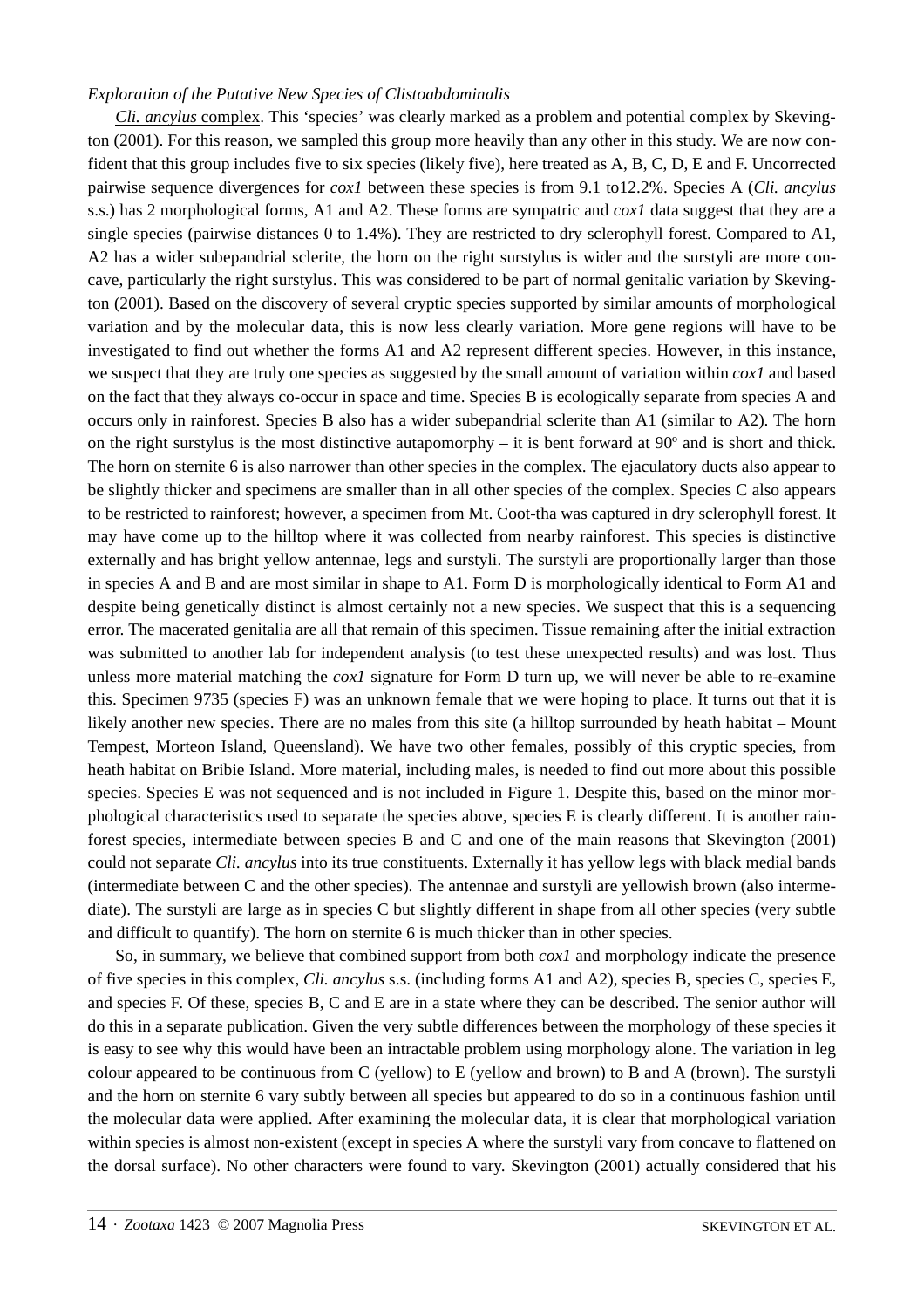*Exploration of the Putative New Species of Clistoabdominalis*

*Cli. ancylus* complex. This 'species' was clearly marked as a problem and potential complex by Skevington (2001). For this reason, we sampled this group more heavily than any other in this study. We are now confident that this group includes five to six species (likely five), here treated as A, B, C, D, E and F. Uncorrected pairwise sequence divergences for *cox1* between these species is from 9.1 to12.2%. Species A (*Cli. ancylus* s.s.) has 2 morphological forms, A1 and A2. These forms are sympatric and *cox1* data suggest that they are a single species (pairwise distances 0 to 1.4%). They are restricted to dry sclerophyll forest. Compared to A1, A2 has a wider subepandrial sclerite, the horn on the right surstylus is wider and the surstyli are more concave, particularly the right surstylus. This was considered to be part of normal genitalic variation by Skevington (2001). Based on the discovery of several cryptic species supported by similar amounts of morphological variation and by the molecular data, this is now less clearly variation. More gene regions will have to be investigated to find out whether the forms A1 and A2 represent different species. However, in this instance, we suspect that they are truly one species as suggested by the small amount of variation within *cox1* and based on the fact that they always co-occur in space and time. Species B is ecologically separate from species A and occurs only in rainforest. Species B also has a wider subepandrial sclerite than A1 (similar to A2). The horn on the right surstylus is the most distinctive autapomorphy – it is bent forward at 90º and is short and thick. The horn on sternite 6 is also narrower than other species in the complex. The ejaculatory ducts also appear to be slightly thicker and specimens are smaller than in all other species of the complex. Species C also appears to be restricted to rainforest; however, a specimen from Mt. Coot-tha was captured in dry sclerophyll forest. It may have come up to the hilltop where it was collected from nearby rainforest. This species is distinctive externally and has bright yellow antennae, legs and surstyli. The surstyli are proportionally larger than those in species A and B and are most similar in shape to A1. Form D is morphologically identical to Form A1 and despite being genetically distinct is almost certainly not a new species. We suspect that this is a sequencing error. The macerated genitalia are all that remain of this specimen. Tissue remaining after the initial extraction was submitted to another lab for independent analysis (to test these unexpected results) and was lost. Thus unless more material matching the *cox1* signature for Form D turn up, we will never be able to re-examine this. Specimen 9735 (species F) was an unknown female that we were hoping to place. It turns out that it is likely another new species. There are no males from this site (a hilltop surrounded by heath habitat – Mount Tempest, Morteon Island, Queensland). We have two other females, possibly of this cryptic species, from heath habitat on Bribie Island. More material, including males, is needed to find out more about this possible species. Species E was not sequenced and is not included in Figure 1. Despite this, based on the minor morphological characteristics used to separate the species above, species E is clearly different. It is another rainforest species, intermediate between species B and C and one of the main reasons that Skevington (2001) could not separate *Cli. ancylus* into its true constituents. Externally it has yellow legs with black medial bands (intermediate between C and the other species). The antennae and surstyli are yellowish brown (also intermediate). The surstyli are large as in species C but slightly different in shape from all other species (very subtle and difficult to quantify). The horn on sternite 6 is much thicker than in other species.

So, in summary, we believe that combined support from both *cox1* and morphology indicate the presence of five species in this complex, *Cli. ancylus* s.s. (including forms A1 and A2), species B, species C, species E, and species F. Of these, species B, C and E are in a state where they can be described. The senior author will do this in a separate publication. Given the very subtle differences between the morphology of these species it is easy to see why this would have been an intractable problem using morphology alone. The variation in leg colour appeared to be continuous from C (yellow) to E (yellow and brown) to B and A (brown). The surstyli and the horn on sternite 6 vary subtly between all species but appeared to do so in a continuous fashion until the molecular data were applied. After examining the molecular data, it is clear that morphological variation within species is almost non-existent (except in species A where the surstyli vary from concave to flattened on the dorsal surface). No other characters were found to vary. Skevington (2001) actually considered that his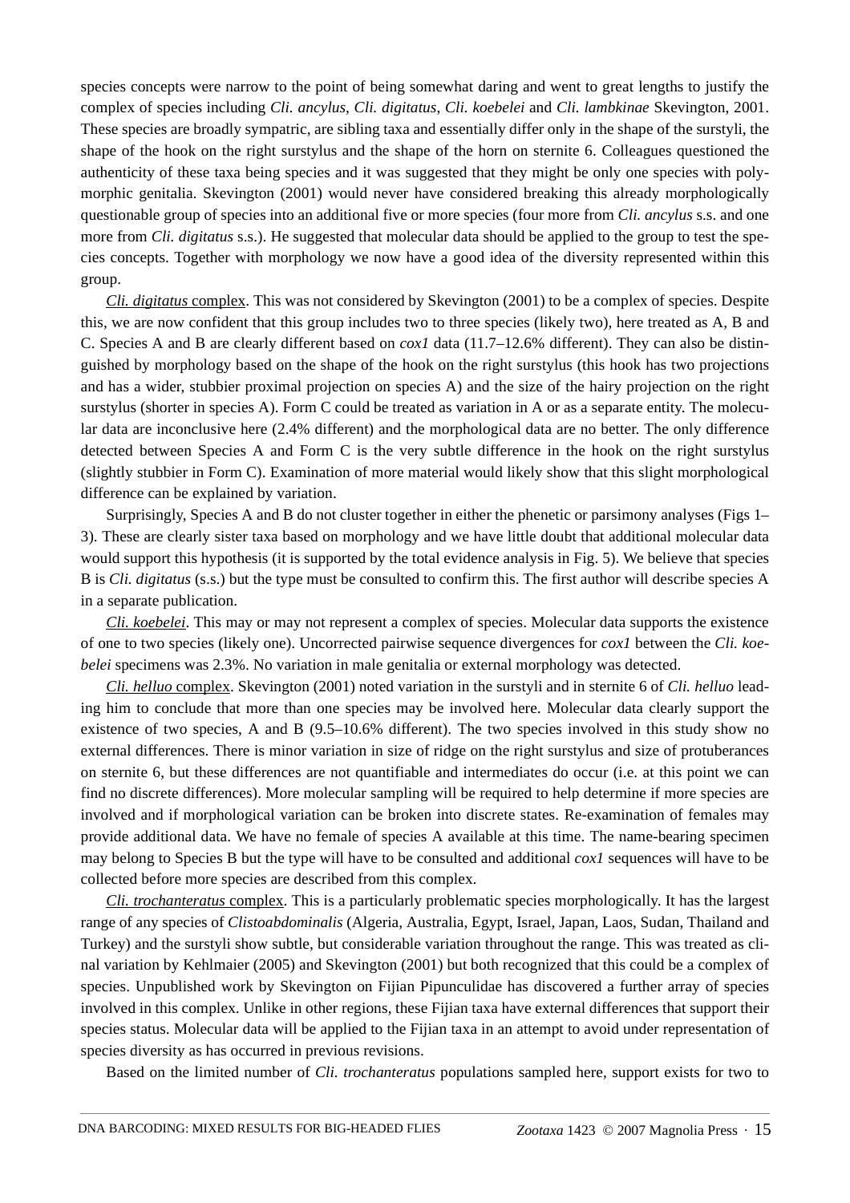species concepts were narrow to the point of being somewhat daring and went to great lengths to justify the complex of species including *Cli. ancylus*, *Cli. digitatus*, *Cli. koebelei* and *Cli. lambkinae* Skevington, 2001. These species are broadly sympatric, are sibling taxa and essentially differ only in the shape of the surstyli, the shape of the hook on the right surstylus and the shape of the horn on sternite 6. Colleagues questioned the authenticity of these taxa being species and it was suggested that they might be only one species with polymorphic genitalia. Skevington (2001) would never have considered breaking this already morphologically questionable group of species into an additional five or more species (four more from *Cli. ancylus* s.s. and one more from *Cli. digitatus* s.s.). He suggested that molecular data should be applied to the group to test the species concepts. Together with morphology we now have a good idea of the diversity represented within this group.

*Cli. digitatus* complex. This was not considered by Skevington (2001) to be a complex of species. Despite this, we are now confident that this group includes two to three species (likely two), here treated as A, B and C. Species A and B are clearly different based on *cox1* data (11.7–12.6% different). They can also be distinguished by morphology based on the shape of the hook on the right surstylus (this hook has two projections and has a wider, stubbier proximal projection on species A) and the size of the hairy projection on the right surstylus (shorter in species A). Form C could be treated as variation in A or as a separate entity. The molecular data are inconclusive here (2.4% different) and the morphological data are no better. The only difference detected between Species A and Form C is the very subtle difference in the hook on the right surstylus (slightly stubbier in Form C). Examination of more material would likely show that this slight morphological difference can be explained by variation.

Surprisingly, Species A and B do not cluster together in either the phenetic or parsimony analyses (Figs 1–3). These are clearly sister taxa based on morphology and we have little doubt that additional molecular data would support this hypothesis (it is supported by the total evidence analysis in Fig. 5). We believe that species B is *Cli. digitatus* (s.s.) but the type must be consulted to confirm this. The first author will describe species A in a separate publication.

*Cli. koebelei*. This may or may not represent a complex of species. Molecular data supports the existence of one to two species (likely one). Uncorrected pairwise sequence divergences for *cox1* between the *Cli. koebelei* specimens was 2.3%. No variation in male genitalia or external morphology was detected.

*Cli. helluo* complex. Skevington (2001) noted variation in the surstyli and in sternite 6 of *Cli. helluo* leading him to conclude that more than one species may be involved here. Molecular data clearly support the existence of two species, A and B (9.5–10.6% different). The two species involved in this study show no external differences. There is minor variation in size of ridge on the right surstylus and size of protuberances on sternite 6, but these differences are not quantifiable and intermediates do occur (i.e. at this point we can find no discrete differences). More molecular sampling will be required to help determine if more species are involved and if morphological variation can be broken into discrete states. Re-examination of females may provide additional data. We have no female of species A available at this time. The name-bearing specimen may belong to Species B but the type will have to be consulted and additional *cox1* sequences will have to be collected before more species are described from this complex.

*Cli. trochanteratus* complex. This is a particularly problematic species morphologically. It has the largest range of any species of *Clistoabdominalis* (Algeria, Australia, Egypt, Israel, Japan, Laos, Sudan, Thailand and Turkey) and the surstyli show subtle, but considerable variation throughout the range. This was treated as clinal variation by Kehlmaier (2005) and Skevington (2001) but both recognized that this could be a complex of species. Unpublished work by Skevington on Fijian Pipunculidae has discovered a further array of species involved in this complex. Unlike in other regions, these Fijian taxa have external differences that support their species status. Molecular data will be applied to the Fijian taxa in an attempt to avoid under representation of species diversity as has occurred in previous revisions.

Based on the limited number of *Cli. trochanteratus* populations sampled here, support exists for two to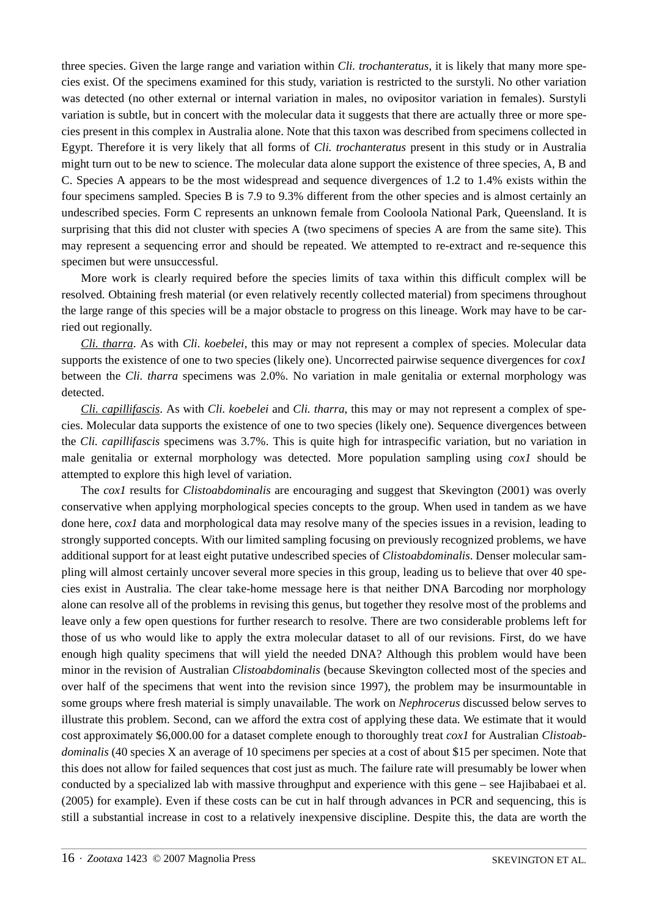three species. Given the large range and variation within *Cli. trochanteratus*, it is likely that many more species exist. Of the specimens examined for this study, variation is restricted to the surstyli. No other variation was detected (no other external or internal variation in males, no ovipositor variation in females). Surstyli variation is subtle, but in concert with the molecular data it suggests that there are actually three or more species present in this complex in Australia alone. Note that this taxon was described from specimens collected in Egypt. Therefore it is very likely that all forms of *Cli. trochanteratus* present in this study or in Australia might turn out to be new to science. The molecular data alone support the existence of three species, A, B and C. Species A appears to be the most widespread and sequence divergences of 1.2 to 1.4% exists within the four specimens sampled. Species B is 7.9 to 9.3% different from the other species and is almost certainly an undescribed species. Form C represents an unknown female from Cooloola National Park, Queensland. It is surprising that this did not cluster with species A (two specimens of species A are from the same site). This may represent a sequencing error and should be repeated. We attempted to re-extract and re-sequence this specimen but were unsuccessful.

More work is clearly required before the species limits of taxa within this difficult complex will be resolved. Obtaining fresh material (or even relatively recently collected material) from specimens throughout the large range of this species will be a major obstacle to progress on this lineage. Work may have to be carried out regionally.

*Cli. tharra*. As with *Cli. koebelei*, this may or may not represent a complex of species. Molecular data supports the existence of one to two species (likely one). Uncorrected pairwise sequence divergences for *cox1* between the *Cli. tharra* specimens was 2.0%. No variation in male genitalia or external morphology was detected.

*Cli. capillifascis*. As with *Cli. koebelei* and *Cli. tharra*, this may or may not represent a complex of species. Molecular data supports the existence of one to two species (likely one). Sequence divergences between the *Cli. capillifascis* specimens was 3.7%. This is quite high for intraspecific variation, but no variation in male genitalia or external morphology was detected. More population sampling using *cox1* should be attempted to explore this high level of variation.

The *cox1* results for *Clistoabdominalis* are encouraging and suggest that Skevington (2001) was overly conservative when applying morphological species concepts to the group. When used in tandem as we have done here, *cox1* data and morphological data may resolve many of the species issues in a revision, leading to strongly supported concepts. With our limited sampling focusing on previously recognized problems, we have additional support for at least eight putative undescribed species of *Clistoabdominalis*. Denser molecular sampling will almost certainly uncover several more species in this group, leading us to believe that over 40 species exist in Australia. The clear take-home message here is that neither DNA Barcoding nor morphology alone can resolve all of the problems in revising this genus, but together they resolve most of the problems and leave only a few open questions for further research to resolve. There are two considerable problems left for those of us who would like to apply the extra molecular dataset to all of our revisions. First, do we have enough high quality specimens that will yield the needed DNA? Although this problem would have been minor in the revision of Australian *Clistoabdominalis* (because Skevington collected most of the species and over half of the specimens that went into the revision since 1997), the problem may be insurmountable in some groups where fresh material is simply unavailable. The work on *Nephrocerus* discussed below serves to illustrate this problem. Second, can we afford the extra cost of applying these data. We estimate that it would cost approximately $6,000.00 for a dataset complete enough to thoroughly treat *cox1* for Australian *Clistoabdominalis* (40 species X an average of 10 specimens per species at a cost of about $15 per specimen. Note that this does not allow for failed sequences that cost just as much. The failure rate will presumably be lower when conducted by a specialized lab with massive throughput and experience with this gene – see Hajibabaei et al. (2005) for example). Even if these costs can be cut in half through advances in PCR and sequencing, this is still a substantial increase in cost to a relatively inexpensive discipline. Despite this, the data are worth the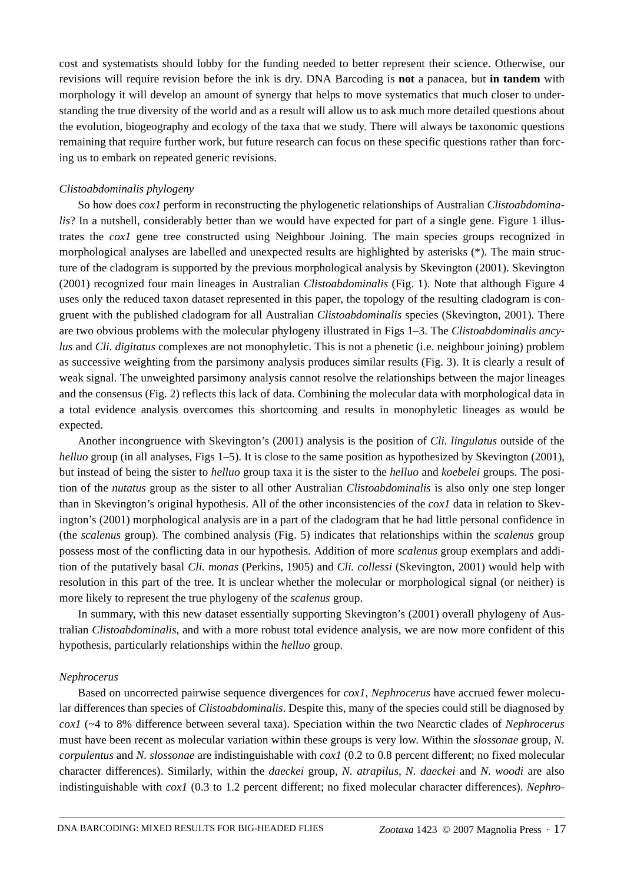cost and systematists should lobby for the funding needed to better represent their science. Otherwise, our revisions will require revision before the ink is dry. DNA Barcoding is **not** a panacea, but **in tandem** with morphology it will develop an amount of synergy that helps to move systematics that much closer to understanding the true diversity of the world and as a result will allow us to ask much more detailed questions about the evolution, biogeography and ecology of the taxa that we study. There will always be taxonomic questions remaining that require further work, but future research can focus on these specific questions rather than forcing us to embark on repeated generic revisions.

*Clistoabdominalis phylogeny*

So how does *cox1* perform in reconstructing the phylogenetic relationships of Australian *Clistoabdominalis*? In a nutshell, considerably better than we would have expected for part of a single gene. Figure 1 illustrates the *cox1* gene tree constructed using Neighbour Joining. The main species groups recognized in morphological analyses are labelled and unexpected results are highlighted by asterisks (*). The main structure of the cladogram is supported by the previous morphological analysis by Skevington (2001). Skevington (2001) recognized four main lineages in Australian *Clistoabdominalis* (Fig. 1). Note that although Figure 4 uses only the reduced taxon dataset represented in this paper, the topology of the resulting cladogram is congruent with the published cladogram for all Australian *Clistoabdominalis* species (Skevington, 2001). There are two obvious problems with the molecular phylogeny illustrated in Figs 1–3. The *Clistoabdominalis ancylus* and *Cli. digitatus* complexes are not monophyletic. This is not a phenetic (i.e. neighbour joining) problem as successive weighting from the parsimony analysis produces similar results (Fig. 3). It is clearly a result of weak signal. The unweighted parsimony analysis cannot resolve the relationships between the major lineages and the consensus (Fig. 2) reflects this lack of data. Combining the molecular data with morphological data in a total evidence analysis overcomes this shortcoming and results in monophyletic lineages as would be expected.

Another incongruence with Skevington's (2001) analysis is the position of *Cli. lingulatus* outside of the *helluo* group (in all analyses, Figs 1–5). It is close to the same position as hypothesized by Skevington (2001), but instead of being the sister to *helluo* group taxa it is the sister to the *helluo* and *koebelei* groups. The position of the *nutatus* group as the sister to all other Australian *Clistoabdominalis* is also only one step longer than in Skevington's original hypothesis. All of the other inconsistencies of the *cox1* data in relation to Skevington's (2001) morphological analysis are in a part of the cladogram that he had little personal confidence in (the *scalenus* group). The combined analysis (Fig. 5) indicates that relationships within the *scalenus* group possess most of the conflicting data in our hypothesis. Addition of more *scalenus* group exemplars and addition of the putatively basal *Cli. monas* (Perkins, 1905) and *Cli. collessi* (Skevington, 2001) would help with resolution in this part of the tree. It is unclear whether the molecular or morphological signal (or neither) is more likely to represent the true phylogeny of the *scalenus* group.

In summary, with this new dataset essentially supporting Skevington's (2001) overall phylogeny of Australian *Clistoabdominalis*, and with a more robust total evidence analysis, we are now more confident of this hypothesis, particularly relationships within the *helluo* group.

*Nephrocerus*

Based on uncorrected pairwise sequence divergences for *cox1*, *Nephrocerus* have accrued fewer molecular differences than species of *Clistoabdominalis*. Despite this, many of the species could still be diagnosed by *cox1* (~4 to 8% difference between several taxa). Speciation within the two Nearctic clades of *Nephrocerus* must have been recent as molecular variation within these groups is very low. Within the *slossonae* group, *N. corpulentus* and *N. slossonae* are indistinguishable with *cox1* (0.2 to 0.8 percent different; no fixed molecular character differences). Similarly, within the *daeckei* group, *N. atrapilus*, *N. daeckei* and *N. woodi* are also indistinguishable with *cox1* (0.3 to 1.2 percent different; no fixed molecular character differences). *Nephro-*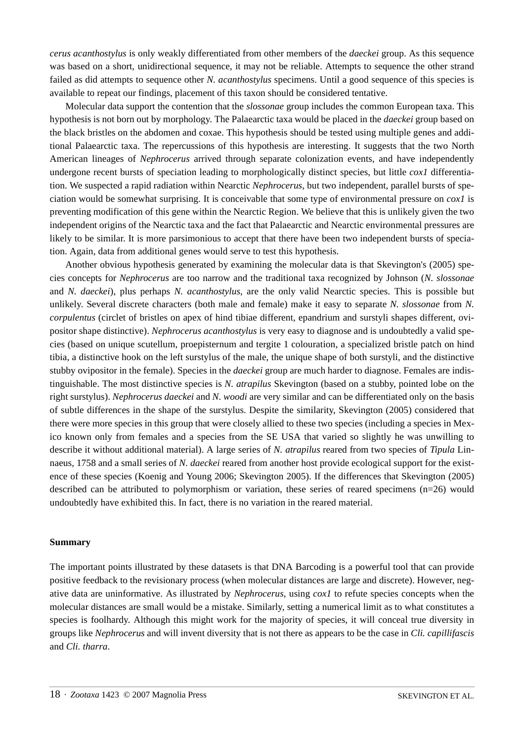*cerus acanthostylus* is only weakly differentiated from other members of the *daeckei* group. As this sequence was based on a short, unidirectional sequence, it may not be reliable. Attempts to sequence the other strand failed as did attempts to sequence other *N. acanthostylus* specimens. Until a good sequence of this species is available to repeat our findings, placement of this taxon should be considered tentative.

Molecular data support the contention that the *slossonae* group includes the common European taxa. This hypothesis is not born out by morphology. The Palaearctic taxa would be placed in the *daeckei* group based on the black bristles on the abdomen and coxae. This hypothesis should be tested using multiple genes and additional Palaearctic taxa. The repercussions of this hypothesis are interesting. It suggests that the two North American lineages of *Nephrocerus* arrived through separate colonization events, and have independently undergone recent bursts of speciation leading to morphologically distinct species, but little *cox1* differentiation. We suspected a rapid radiation within Nearctic *Nephrocerus*, but two independent, parallel bursts of speciation would be somewhat surprising. It is conceivable that some type of environmental pressure on *cox1* is preventing modification of this gene within the Nearctic Region. We believe that this is unlikely given the two independent origins of the Nearctic taxa and the fact that Palaearctic and Nearctic environmental pressures are likely to be similar. It is more parsimonious to accept that there have been two independent bursts of speciation. Again, data from additional genes would serve to test this hypothesis.

Another obvious hypothesis generated by examining the molecular data is that Skevington's (2005) species concepts for *Nephrocerus* are too narrow and the traditional taxa recognized by Johnson (*N. slossonae* and *N. daeckei*), plus perhaps *N. acanthostylus*, are the only valid Nearctic species. This is possible but unlikely. Several discrete characters (both male and female) make it easy to separate *N. slossonae* from *N. corpulentus* (circlet of bristles on apex of hind tibiae different, epandrium and surstyli shapes different, ovipositor shape distinctive). *Nephrocerus acanthostylus* is very easy to diagnose and is undoubtedly a valid species (based on unique scutellum, proepisternum and tergite 1 colouration, a specialized bristle patch on hind tibia, a distinctive hook on the left surstylus of the male, the unique shape of both surstyli, and the distinctive stubby ovipositor in the female). Species in the *daeckei* group are much harder to diagnose. Females are indistinguishable. The most distinctive species is *N. atrapilus* Skevington (based on a stubby, pointed lobe on the right surstylus). *Nephrocerus daeckei* and *N. woodi* are very similar and can be differentiated only on the basis of subtle differences in the shape of the surstylus. Despite the similarity, Skevington (2005) considered that there were more species in this group that were closely allied to these two species (including a species in Mexico known only from females and a species from the SE USA that varied so slightly he was unwilling to describe it without additional material). A large series of *N. atrapilus* reared from two species of *Tipula* Linnaeus, 1758 and a small series of *N. daeckei* reared from another host provide ecological support for the existence of these species (Koenig and Young 2006; Skevington 2005). If the differences that Skevington (2005) described can be attributed to polymorphism or variation, these series of reared specimens (n=26) would undoubtedly have exhibited this. In fact, there is no variation in the reared material.

**Summary**

The important points illustrated by these datasets is that DNA Barcoding is a powerful tool that can provide positive feedback to the revisionary process (when molecular distances are large and discrete). However, negative data are uninformative. As illustrated by *Nephrocerus*, using *cox1* to refute species concepts when the molecular distances are small would be a mistake. Similarly, setting a numerical limit as to what constitutes a species is foolhardy. Although this might work for the majority of species, it will conceal true diversity in groups like *Nephrocerus* and will invent diversity that is not there as appears to be the case in *Cli. capillifascis* and *Cli. tharra*.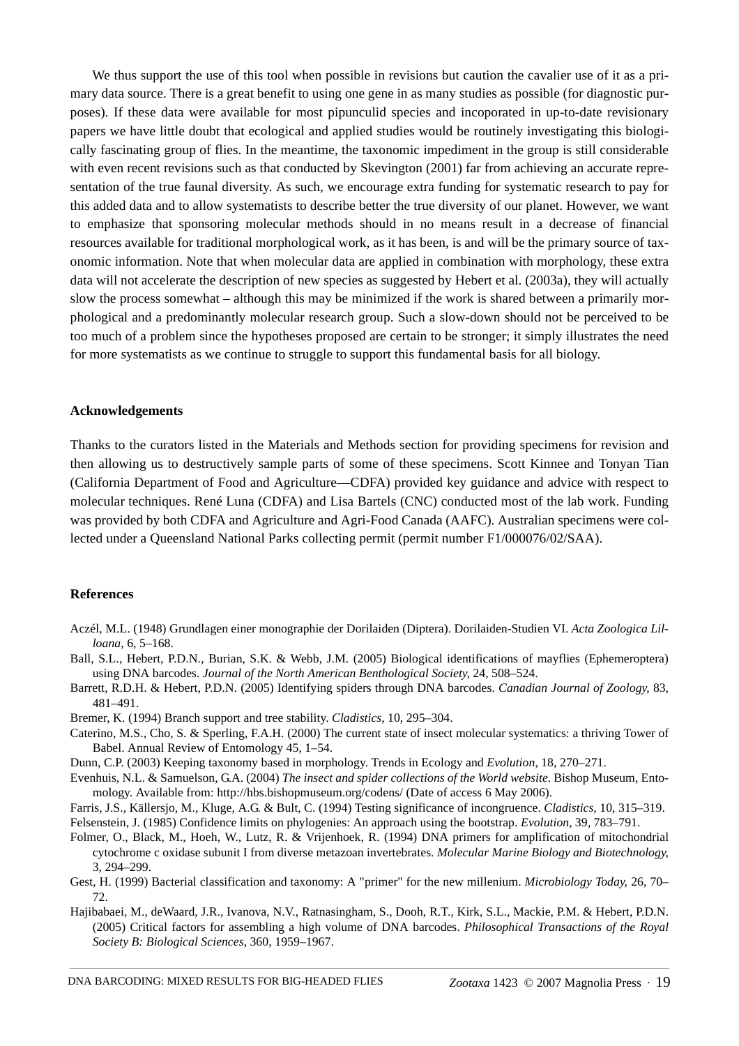We thus support the use of this tool when possible in revisions but caution the cavalier use of it as a primary data source. There is a great benefit to using one gene in as many studies as possible (for diagnostic purposes). If these data were available for most pipunculid species and incoporated in up-to-date revisionary papers we have little doubt that ecological and applied studies would be routinely investigating this biologically fascinating group of flies. In the meantime, the taxonomic impediment in the group is still considerable with even recent revisions such as that conducted by Skevington (2001) far from achieving an accurate representation of the true faunal diversity. As such, we encourage extra funding for systematic research to pay for this added data and to allow systematists to describe better the true diversity of our planet. However, we want to emphasize that sponsoring molecular methods should in no means result in a decrease of financial resources available for traditional morphological work, as it has been, is and will be the primary source of taxonomic information. Note that when molecular data are applied in combination with morphology, these extra data will not accelerate the description of new species as suggested by Hebert et al. (2003a), they will actually slow the process somewhat – although this may be minimized if the work is shared between a primarily morphological and a predominantly molecular research group. Such a slow-down should not be perceived to be too much of a problem since the hypotheses proposed are certain to be stronger; it simply illustrates the need for more systematists as we continue to struggle to support this fundamental basis for all biology.

## Acknowledgements

Thanks to the curators listed in the Materials and Methods section for providing specimens for revision and then allowing us to destructively sample parts of some of these specimens. Scott Kinnee and Tonyan Tian (California Department of Food and Agriculture—CDFA) provided key guidance and advice with respect to molecular techniques. René Luna (CDFA) and Lisa Bartels (CNC) conducted most of the lab work. Funding was provided by both CDFA and Agriculture and Agri-Food Canada (AAFC). Australian specimens were collected under a Queensland National Parks collecting permit (permit number F1/000076/02/SAA).

## References

Aczél, M.L. (1948) Grundlagen einer monographie der Dorilaiden (Diptera). Dorilaiden-Studien VI. *Acta Zoologica Lilloana*, 6, 5–168.

Ball, S.L., Hebert, P.D.N., Burian, S.K. & Webb, J.M. (2005) Biological identifications of mayflies (Ephemeroptera) using DNA barcodes. *Journal of the North American Benthological Society*, 24, 508–524.

Barrett, R.D.H. & Hebert, P.D.N. (2005) Identifying spiders through DNA barcodes. *Canadian Journal of Zoology*, 83, 481–491.

Bremer, K. (1994) Branch support and tree stability. *Cladistics*, 10, 295–304.

Caterino, M.S., Cho, S. & Sperling, F.A.H. (2000) The current state of insect molecular systematics: a thriving Tower of Babel. Annual Review of Entomology 45, 1–54.

Dunn, C.P. (2003) Keeping taxonomy based in morphology. Trends in Ecology and *Evolution*, 18, 270–271.

Evenhuis, N.L. & Samuelson, G.A. (2004) *The insect and spider collections of the World website*. Bishop Museum, Entomology. Available from: http://hbs.bishopmuseum.org/codens/ (Date of access 6 May 2006).

Farris, J.S., Källersjo, M., Kluge, A.G. & Bult, C. (1994) Testing significance of incongruence. *Cladistics*, 10, 315–319.

Felsenstein, J. (1985) Confidence limits on phylogenies: An approach using the bootstrap. *Evolution*, 39, 783–791.

Folmer, O., Black, M., Hoeh, W., Lutz, R. & Vrijenhoek, R. (1994) DNA primers for amplification of mitochondrial cytochrome c oxidase subunit I from diverse metazoan invertebrates. *Molecular Marine Biology and Biotechnology*, 3, 294–299.

Gest, H. (1999) Bacterial classification and taxonomy: A "primer" for the new millenium. *Microbiology Today*, 26, 70–72.

Hajibabaei, M., deWaard, J.R., Ivanova, N.V., Ratnasingham, S., Dooh, R.T., Kirk, S.L., Mackie, P.M. & Hebert, P.D.N. (2005) Critical factors for assembling a high volume of DNA barcodes. *Philosophical Transactions of the Royal Society B: Biological Sciences*, 360, 1959–1967.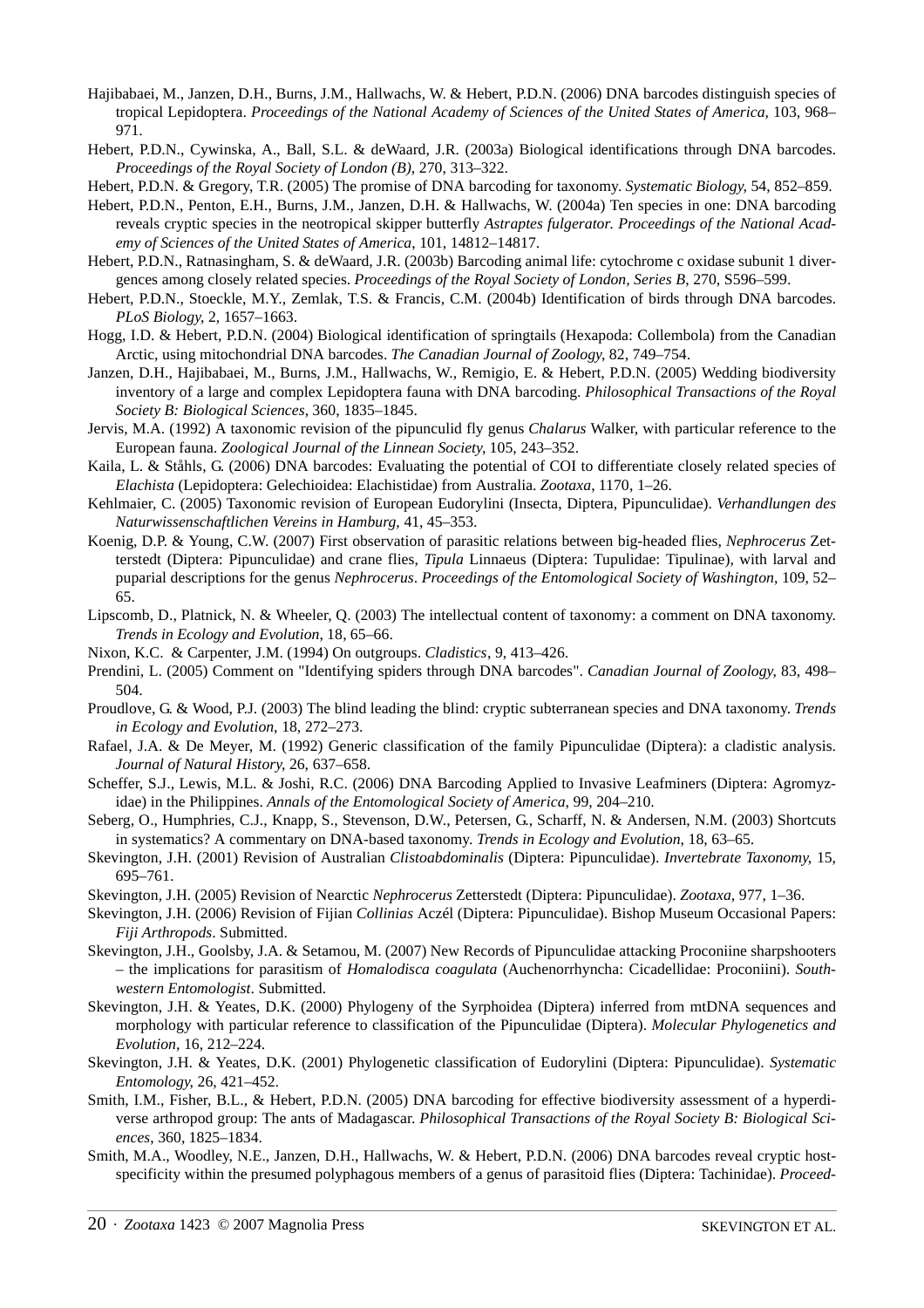Hajibabaei, M., Janzen, D.H., Burns, J.M., Hallwachs, W. & Hebert, P.D.N. (2006) DNA barcodes distinguish species of tropical Lepidoptera. *Proceedings of the National Academy of Sciences of the United States of America*, 103, 968–971.

Hebert, P.D.N., Cywinska, A., Ball, S.L. & deWaard, J.R. (2003a) Biological identifications through DNA barcodes. *Proceedings of the Royal Society of London (B)*, 270, 313–322.

Hebert, P.D.N. & Gregory, T.R. (2005) The promise of DNA barcoding for taxonomy. *Systematic Biology*, 54, 852–859.

Hebert, P.D.N., Penton, E.H., Burns, J.M., Janzen, D.H. & Hallwachs, W. (2004a) Ten species in one: DNA barcoding reveals cryptic species in the neotropical skipper butterfly *Astraptes fulgerator. Proceedings of the National Academy of Sciences of the United States of America*, 101, 14812–14817.

Hebert, P.D.N., Ratnasingham, S. & deWaard, J.R. (2003b) Barcoding animal life: cytochrome c oxidase subunit 1 divergences among closely related species. *Proceedings of the Royal Society of London, Series B*, 270, S596–599.

Hebert, P.D.N., Stoeckle, M.Y., Zemlak, T.S. & Francis, C.M. (2004b) Identification of birds through DNA barcodes. *PLoS Biology*, 2, 1657–1663.

Hogg, I.D. & Hebert, P.D.N. (2004) Biological identification of springtails (Hexapoda: Collembola) from the Canadian Arctic, using mitochondrial DNA barcodes. *The Canadian Journal of Zoology*, 82, 749–754.

Janzen, D.H., Hajibabaei, M., Burns, J.M., Hallwachs, W., Remigio, E. & Hebert, P.D.N. (2005) Wedding biodiversity inventory of a large and complex Lepidoptera fauna with DNA barcoding. *Philosophical Transactions of the Royal Society B: Biological Sciences*, 360, 1835–1845.

Jervis, M.A. (1992) A taxonomic revision of the pipunculid fly genus *Chalarus* Walker, with particular reference to the European fauna. *Zoological Journal of the Linnean Society*, 105, 243–352.

Kaila, L. & Ståhls, G. (2006) DNA barcodes: Evaluating the potential of COI to differentiate closely related species of *Elachista* (Lepidoptera: Gelechioidea: Elachistidae) from Australia. *Zootaxa*, 1170, 1–26.

Kehlmaier, C. (2005) Taxonomic revision of European Eudorylini (Insecta, Diptera, Pipunculidae). *Verhandlungen des Naturwissenschaftlichen Vereins in Hamburg*, 41, 45–353.

Koenig, D.P. & Young, C.W. (2007) First observation of parasitic relations between big-headed flies, *Nephrocerus* Zetterstedt (Diptera: Pipunculidae) and crane flies, *Tipula* Linnaeus (Diptera: Tupulidae: Tipulinae), with larval and puparial descriptions for the genus *Nephrocerus*. *Proceedings of the Entomological Society of Washington*, 109, 52–65.

Lipscomb, D., Platnick, N. & Wheeler, Q. (2003) The intellectual content of taxonomy: a comment on DNA taxonomy. *Trends in Ecology and Evolution*, 18, 65–66.

Nixon, K.C. & Carpenter, J.M. (1994) On outgroups. *Cladistics*, 9, 413–426.

Prendini, L. (2005) Comment on "Identifying spiders through DNA barcodes". *Canadian Journal of Zoology*, 83, 498–504.

Proudlove, G. & Wood, P.J. (2003) The blind leading the blind: cryptic subterranean species and DNA taxonomy. *Trends in Ecology and Evolution*, 18, 272–273.

Rafael, J.A. & De Meyer, M. (1992) Generic classification of the family Pipunculidae (Diptera): a cladistic analysis. *Journal of Natural History*, 26, 637–658.

Scheffer, S.J., Lewis, M.L. & Joshi, R.C. (2006) DNA Barcoding Applied to Invasive Leafminers (Diptera: Agromyzidae) in the Philippines. *Annals of the Entomological Society of America*, 99, 204–210.

Seberg, O., Humphries, C.J., Knapp, S., Stevenson, D.W., Petersen, G., Scharff, N. & Andersen, N.M. (2003) Shortcuts in systematics? A commentary on DNA-based taxonomy. *Trends in Ecology and Evolution*, 18, 63–65.

Skevington, J.H. (2001) Revision of Australian *Clistoabdominalis* (Diptera: Pipunculidae). *Invertebrate Taxonomy*, 15, 695–761.

Skevington, J.H. (2005) Revision of Nearctic *Nephrocerus* Zetterstedt (Diptera: Pipunculidae). *Zootaxa*, 977, 1–36.

Skevington, J.H. (2006) Revision of Fijian *Collinias* Aczél (Diptera: Pipunculidae). Bishop Museum Occasional Papers: *Fiji Arthropods*. Submitted.

Skevington, J.H., Goolsby, J.A. & Setamou, M. (2007) New Records of Pipunculidae attacking Proconiine sharpshooters – the implications for parasitism of *Homalodisca coagulata* (Auchenorrhyncha: Cicadellidae: Proconiini). *Southwestern Entomologist*. Submitted.

Skevington, J.H. & Yeates, D.K. (2000) Phylogeny of the Syrphoidea (Diptera) inferred from mtDNA sequences and morphology with particular reference to classification of the Pipunculidae (Diptera). *Molecular Phylogenetics and Evolution*, 16, 212–224.

Skevington, J.H. & Yeates, D.K. (2001) Phylogenetic classification of Eudorylini (Diptera: Pipunculidae). *Systematic Entomology*, 26, 421–452.

Smith, I.M., Fisher, B.L., & Hebert, P.D.N. (2005) DNA barcoding for effective biodiversity assessment of a hyperdiverse arthropod group: The ants of Madagascar. *Philosophical Transactions of the Royal Society B: Biological Sciences*, 360, 1825–1834.

Smith, M.A., Woodley, N.E., Janzen, D.H., Hallwachs, W. & Hebert, P.D.N. (2006) DNA barcodes reveal cryptic host-specificity within the presumed polyphagous members of a genus of parasitoid flies (Diptera: Tachinidae). *Proceed-*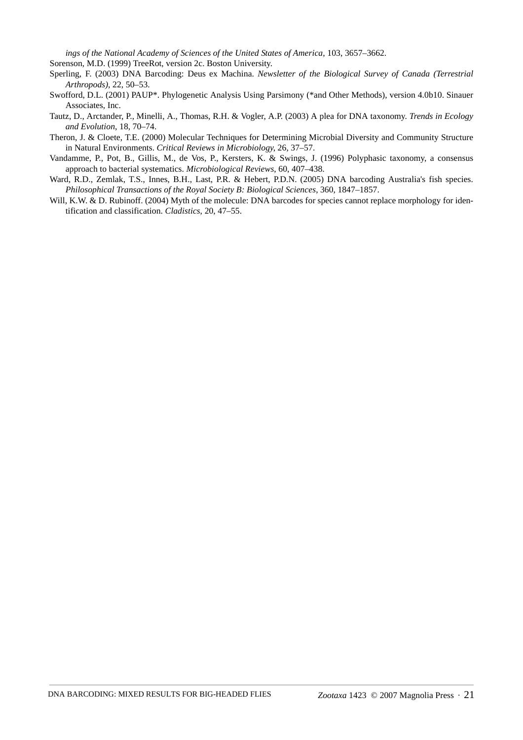*ings of the National Academy of Sciences of the United States of America*, 103, 3657–3662.

Sorenson, M.D. (1999) TreeRot, version 2c. Boston University.

Sperling, F. (2003) DNA Barcoding: Deus ex Machina. *Newsletter of the Biological Survey of Canada (Terrestrial Arthropods)*, 22, 50–53.

Swofford, D.L. (2001) PAUP*. Phylogenetic Analysis Using Parsimony (*and Other Methods), version 4.0b10. Sinauer Associates, Inc.

Tautz, D., Arctander, P., Minelli, A., Thomas, R.H. & Vogler, A.P. (2003) A plea for DNA taxonomy. *Trends in Ecology and Evolution*, 18, 70–74.

Theron, J. & Cloete, T.E. (2000) Molecular Techniques for Determining Microbial Diversity and Community Structure in Natural Environments. *Critical Reviews in Microbiology*, 26, 37–57.

Vandamme, P., Pot, B., Gillis, M., de Vos, P., Kersters, K. & Swings, J. (1996) Polyphasic taxonomy, a consensus approach to bacterial systematics. *Microbiological Reviews*, 60, 407–438.

Ward, R.D., Zemlak, T.S., Innes, B.H., Last, P.R. & Hebert, P.D.N. (2005) DNA barcoding Australia's fish species. *Philosophical Transactions of the Royal Society B: Biological Sciences*, 360, 1847–1857.

Will, K.W. & D. Rubinoff. (2004) Myth of the molecule: DNA barcodes for species cannot replace morphology for identification and classification. *Cladistics*, 20, 47–55.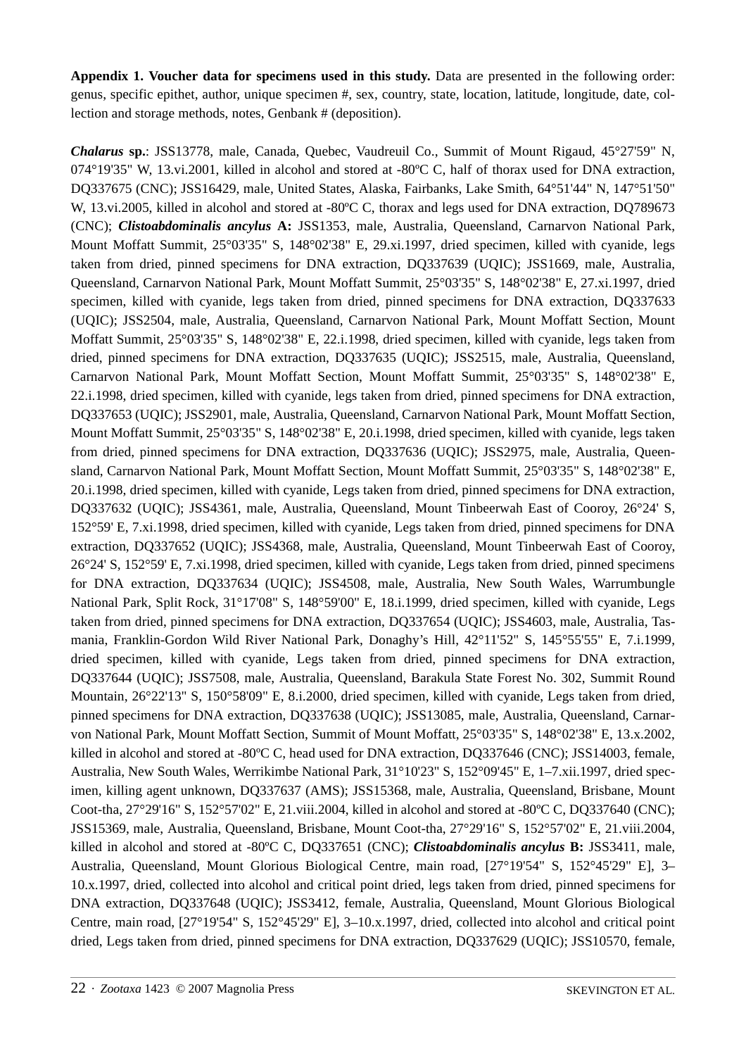**Appendix 1. Voucher data for specimens used in this study.** Data are presented in the following order: genus, specific epithet, author, unique specimen #, sex, country, state, location, latitude, longitude, date, collection and storage methods, notes, Genbank # (deposition).

***Chalarus* sp.**: JSS13778, male, Canada, Quebec, Vaudreuil Co., Summit of Mount Rigaud, 45°27'59" N, 074°19'35" W, 13.vi.2001, killed in alcohol and stored at -80ºC C, half of thorax used for DNA extraction, DQ337675 (CNC); JSS16429, male, United States, Alaska, Fairbanks, Lake Smith, 64°51'44" N, 147°51'50" W, 13.vi.2005, killed in alcohol and stored at -80ºC C, thorax and legs used for DNA extraction, DQ789673 (CNC); ***Clistoabdominalis ancylus* A:** JSS1353, male, Australia, Queensland, Carnarvon National Park, Mount Moffatt Summit, 25°03'35" S, 148°02'38" E, 29.xi.1997, dried specimen, killed with cyanide, legs taken from dried, pinned specimens for DNA extraction, DQ337639 (UQIC); JSS1669, male, Australia, Queensland, Carnarvon National Park, Mount Moffatt Summit, 25°03'35" S, 148°02'38" E, 27.xi.1997, dried specimen, killed with cyanide, legs taken from dried, pinned specimens for DNA extraction, DQ337633 (UQIC); JSS2504, male, Australia, Queensland, Carnarvon National Park, Mount Moffatt Section, Mount Moffatt Summit, 25°03'35" S, 148°02'38" E, 22.i.1998, dried specimen, killed with cyanide, legs taken from dried, pinned specimens for DNA extraction, DQ337635 (UQIC); JSS2515, male, Australia, Queensland, Carnarvon National Park, Mount Moffatt Section, Mount Moffatt Summit, 25°03'35" S, 148°02'38" E, 22.i.1998, dried specimen, killed with cyanide, legs taken from dried, pinned specimens for DNA extraction, DQ337653 (UQIC); JSS2901, male, Australia, Queensland, Carnarvon National Park, Mount Moffatt Section, Mount Moffatt Summit, 25°03'35" S, 148°02'38" E, 20.i.1998, dried specimen, killed with cyanide, legs taken from dried, pinned specimens for DNA extraction, DQ337636 (UQIC); JSS2975, male, Australia, Queensland, Carnarvon National Park, Mount Moffatt Section, Mount Moffatt Summit, 25°03'35" S, 148°02'38" E, 20.i.1998, dried specimen, killed with cyanide, Legs taken from dried, pinned specimens for DNA extraction, DQ337632 (UQIC); JSS4361, male, Australia, Queensland, Mount Tinbeerwah East of Cooroy, 26°24' S, 152°59' E, 7.xi.1998, dried specimen, killed with cyanide, Legs taken from dried, pinned specimens for DNA extraction, DQ337652 (UQIC); JSS4368, male, Australia, Queensland, Mount Tinbeerwah East of Cooroy, 26°24' S, 152°59' E, 7.xi.1998, dried specimen, killed with cyanide, Legs taken from dried, pinned specimens for DNA extraction, DQ337634 (UQIC); JSS4508, male, Australia, New South Wales, Warrumbungle National Park, Split Rock, 31°17'08" S, 148°59'00" E, 18.i.1999, dried specimen, killed with cyanide, Legs taken from dried, pinned specimens for DNA extraction, DQ337654 (UQIC); JSS4603, male, Australia, Tasmania, Franklin-Gordon Wild River National Park, Donaghy's Hill, 42°11'52" S, 145°55'55" E, 7.i.1999, dried specimen, killed with cyanide, Legs taken from dried, pinned specimens for DNA extraction, DQ337644 (UQIC); JSS7508, male, Australia, Queensland, Barakula State Forest No. 302, Summit Round Mountain, 26°22'13" S, 150°58'09" E, 8.i.2000, dried specimen, killed with cyanide, Legs taken from dried, pinned specimens for DNA extraction, DQ337638 (UQIC); JSS13085, male, Australia, Queensland, Carnarvon National Park, Mount Moffatt Section, Summit of Mount Moffatt, 25°03'35" S, 148°02'38" E, 13.x.2002, killed in alcohol and stored at -80ºC C, head used for DNA extraction, DQ337646 (CNC); JSS14003, female, Australia, New South Wales, Werrikimbe National Park, 31°10'23" S, 152°09'45" E, 1–7.xii.1997, dried specimen, killing agent unknown, DQ337637 (AMS); JSS15368, male, Australia, Queensland, Brisbane, Mount Coot-tha, 27°29'16" S, 152°57'02" E, 21.viii.2004, killed in alcohol and stored at -80ºC C, DQ337640 (CNC); JSS15369, male, Australia, Queensland, Brisbane, Mount Coot-tha, 27°29'16" S, 152°57'02" E, 21.viii.2004, killed in alcohol and stored at -80ºC C, DQ337651 (CNC); ***Clistoabdominalis ancylus* B:** JSS3411, male, Australia, Queensland, Mount Glorious Biological Centre, main road, [27°19'54" S, 152°45'29" E], 3–10.x.1997, dried, collected into alcohol and critical point dried, legs taken from dried, pinned specimens for DNA extraction, DQ337648 (UQIC); JSS3412, female, Australia, Queensland, Mount Glorious Biological Centre, main road, [27°19'54" S, 152°45'29" E], 3–10.x.1997, dried, collected into alcohol and critical point dried, Legs taken from dried, pinned specimens for DNA extraction, DQ337629 (UQIC); JSS10570, female,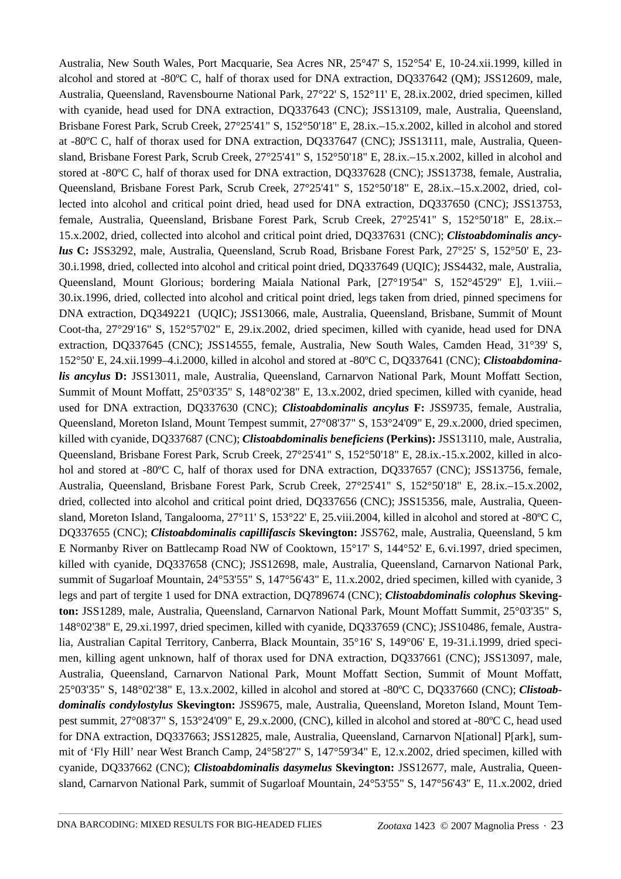Australia, New South Wales, Port Macquarie, Sea Acres NR, 25°47' S, 152°54' E, 10-24.xii.1999, killed in alcohol and stored at -80ºC C, half of thorax used for DNA extraction, DQ337642 (QM); JSS12609, male, Australia, Queensland, Ravensbourne National Park, 27°22' S, 152°11' E, 28.ix.2002, dried specimen, killed with cyanide, head used for DNA extraction, DQ337643 (CNC); JSS13109, male, Australia, Queensland, Brisbane Forest Park, Scrub Creek, 27°25'41" S, 152°50'18" E, 28.ix.–15.x.2002, killed in alcohol and stored at -80ºC C, half of thorax used for DNA extraction, DQ337647 (CNC); JSS13111, male, Australia, Queensland, Brisbane Forest Park, Scrub Creek, 27°25'41" S, 152°50'18" E, 28.ix.–15.x.2002, killed in alcohol and stored at -80ºC C, half of thorax used for DNA extraction, DQ337628 (CNC); JSS13738, female, Australia, Queensland, Brisbane Forest Park, Scrub Creek, 27°25'41" S, 152°50'18" E, 28.ix.–15.x.2002, dried, collected into alcohol and critical point dried, head used for DNA extraction, DQ337650 (CNC); JSS13753, female, Australia, Queensland, Brisbane Forest Park, Scrub Creek, 27°25'41" S, 152°50'18" E, 28.ix.–15.x.2002, dried, collected into alcohol and critical point dried, DQ337631 (CNC); ***Clistoabdominalis ancylus*** **C:** JSS3292, male, Australia, Queensland, Scrub Road, Brisbane Forest Park, 27°25' S, 152°50' E, 23-30.i.1998, dried, collected into alcohol and critical point dried, DQ337649 (UQIC); JSS4432, male, Australia, Queensland, Mount Glorious; bordering Maiala National Park, [27°19'54" S, 152°45'29" E], 1.viii.–30.ix.1996, dried, collected into alcohol and critical point dried, legs taken from dried, pinned specimens for DNA extraction, DQ349221 (UQIC); JSS13066, male, Australia, Queensland, Brisbane, Summit of Mount Coot-tha, 27°29'16" S, 152°57'02" E, 29.ix.2002, dried specimen, killed with cyanide, head used for DNA extraction, DQ337645 (CNC); JSS14555, female, Australia, New South Wales, Camden Head, 31°39' S, 152°50' E, 24.xii.1999–4.i.2000, killed in alcohol and stored at -80ºC C, DQ337641 (CNC); ***Clistoabdominalis ancylus*** **D:** JSS13011, male, Australia, Queensland, Carnarvon National Park, Mount Moffatt Section, Summit of Mount Moffatt, 25°03'35" S, 148°02'38" E, 13.x.2002, dried specimen, killed with cyanide, head used for DNA extraction, DQ337630 (CNC); ***Clistoabdominalis ancylus*** **F:** JSS9735, female, Australia, Queensland, Moreton Island, Mount Tempest summit, 27°08'37" S, 153°24'09" E, 29.x.2000, dried specimen, killed with cyanide, DQ337687 (CNC); ***Clistoabdominalis beneficiens*** **(Perkins):** JSS13110, male, Australia, Queensland, Brisbane Forest Park, Scrub Creek, 27°25'41" S, 152°50'18" E, 28.ix.-15.x.2002, killed in alcohol and stored at -80ºC C, half of thorax used for DNA extraction, DQ337657 (CNC); JSS13756, female, Australia, Queensland, Brisbane Forest Park, Scrub Creek, 27°25'41" S, 152°50'18" E, 28.ix.–15.x.2002, dried, collected into alcohol and critical point dried, DQ337656 (CNC); JSS15356, male, Australia, Queensland, Moreton Island, Tangalooma, 27°11' S, 153°22' E, 25.viii.2004, killed in alcohol and stored at -80ºC C, DQ337655 (CNC); ***Clistoabdominalis capillifascis*** **Skevington:** JSS762, male, Australia, Queensland, 5 km E Normanby River on Battlecamp Road NW of Cooktown, 15°17' S, 144°52' E, 6.vi.1997, dried specimen, killed with cyanide, DQ337658 (CNC); JSS12698, male, Australia, Queensland, Carnarvon National Park, summit of Sugarloaf Mountain, 24°53'55" S, 147°56'43" E, 11.x.2002, dried specimen, killed with cyanide, 3 legs and part of tergite 1 used for DNA extraction, DQ789674 (CNC); ***Clistoabdominalis colophus*** **Skevington:** JSS1289, male, Australia, Queensland, Carnarvon National Park, Mount Moffatt Summit, 25°03'35" S, 148°02'38" E, 29.xi.1997, dried specimen, killed with cyanide, DQ337659 (CNC); JSS10486, female, Australia, Australian Capital Territory, Canberra, Black Mountain, 35°16' S, 149°06' E, 19-31.i.1999, dried specimen, killing agent unknown, half of thorax used for DNA extraction, DQ337661 (CNC); JSS13097, male, Australia, Queensland, Carnarvon National Park, Mount Moffatt Section, Summit of Mount Moffatt, 25°03'35" S, 148°02'38" E, 13.x.2002, killed in alcohol and stored at -80ºC C, DQ337660 (CNC); ***Clistoabdominalis condylostylus*** **Skevington:** JSS9675, male, Australia, Queensland, Moreton Island, Mount Tempest summit, 27°08'37" S, 153°24'09" E, 29.x.2000, (CNC), killed in alcohol and stored at -80ºC C, head used for DNA extraction, DQ337663; JSS12825, male, Australia, Queensland, Carnarvon N[ational] P[ark], summit of 'Fly Hill' near West Branch Camp, 24°58'27" S, 147°59'34" E, 12.x.2002, dried specimen, killed with cyanide, DQ337662 (CNC); ***Clistoabdominalis dasymelus*** **Skevington:** JSS12677, male, Australia, Queensland, Carnarvon National Park, summit of Sugarloaf Mountain, 24°53'55" S, 147°56'43" E, 11.x.2002, dried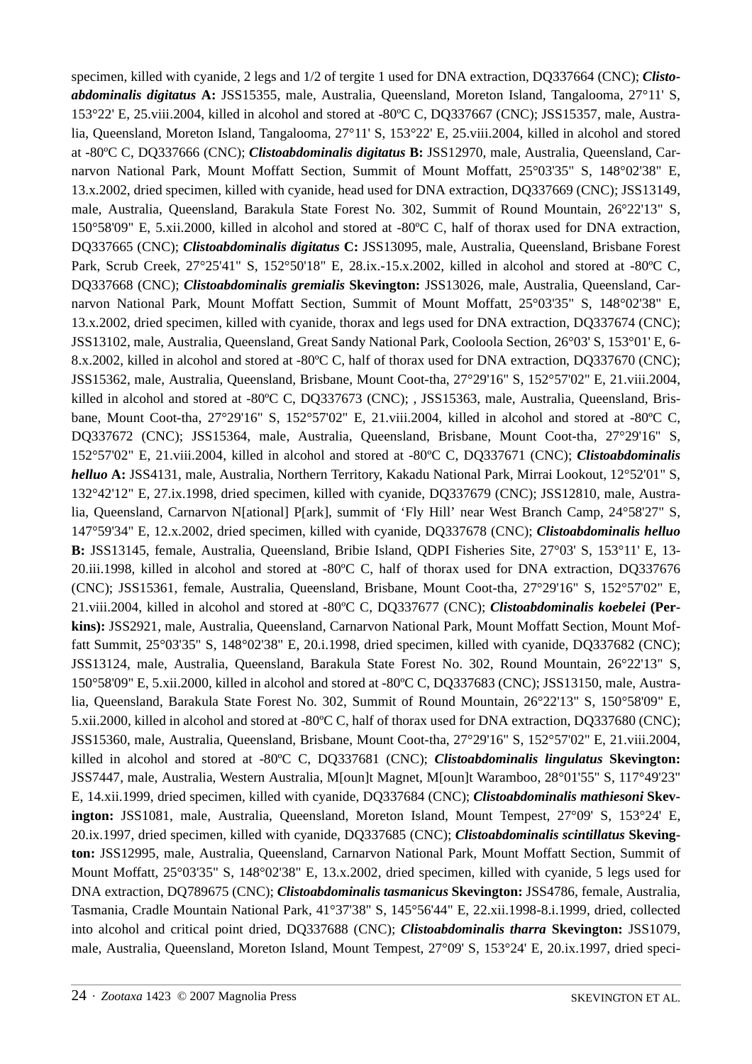specimen, killed with cyanide, 2 legs and 1/2 of tergite 1 used for DNA extraction, DQ337664 (CNC); ***Clistoabdominalis digitatus*** **A:** JSS15355, male, Australia, Queensland, Moreton Island, Tangalooma, 27°11' S, 153°22' E, 25.viii.2004, killed in alcohol and stored at -80ºC C, DQ337667 (CNC); JSS15357, male, Australia, Queensland, Moreton Island, Tangalooma, 27°11' S, 153°22' E, 25.viii.2004, killed in alcohol and stored at -80ºC C, DQ337666 (CNC); ***Clistoabdominalis digitatus*** **B:** JSS12970, male, Australia, Queensland, Carnarvon National Park, Mount Moffatt Section, Summit of Mount Moffatt, 25°03'35" S, 148°02'38" E, 13.x.2002, dried specimen, killed with cyanide, head used for DNA extraction, DQ337669 (CNC); JSS13149, male, Australia, Queensland, Barakula State Forest No. 302, Summit of Round Mountain, 26°22'13" S, 150°58'09" E, 5.xii.2000, killed in alcohol and stored at -80ºC C, half of thorax used for DNA extraction, DQ337665 (CNC); ***Clistoabdominalis digitatus*** **C:** JSS13095, male, Australia, Queensland, Brisbane Forest Park, Scrub Creek, 27°25'41" S, 152°50'18" E, 28.ix.-15.x.2002, killed in alcohol and stored at -80ºC C, DQ337668 (CNC); ***Clistoabdominalis gremialis*** **Skevington:** JSS13026, male, Australia, Queensland, Carnarvon National Park, Mount Moffatt Section, Summit of Mount Moffatt, 25°03'35" S, 148°02'38" E, 13.x.2002, dried specimen, killed with cyanide, thorax and legs used for DNA extraction, DQ337674 (CNC); JSS13102, male, Australia, Queensland, Great Sandy National Park, Cooloola Section, 26°03' S, 153°01' E, 6-8.x.2002, killed in alcohol and stored at -80ºC C, half of thorax used for DNA extraction, DQ337670 (CNC); JSS15362, male, Australia, Queensland, Brisbane, Mount Coot-tha, 27°29'16" S, 152°57'02" E, 21.viii.2004, killed in alcohol and stored at -80ºC C, DQ337673 (CNC); , JSS15363, male, Australia, Queensland, Brisbane, Mount Coot-tha, 27°29'16" S, 152°57'02" E, 21.viii.2004, killed in alcohol and stored at -80ºC C, DQ337672 (CNC); JSS15364, male, Australia, Queensland, Brisbane, Mount Coot-tha, 27°29'16" S, 152°57'02" E, 21.viii.2004, killed in alcohol and stored at -80ºC C, DQ337671 (CNC); ***Clistoabdominalis helluo*** **A:** JSS4131, male, Australia, Northern Territory, Kakadu National Park, Mirrai Lookout, 12°52'01" S, 132°42'12" E, 27.ix.1998, dried specimen, killed with cyanide, DQ337679 (CNC); JSS12810, male, Australia, Queensland, Carnarvon N[ational] P[ark], summit of 'Fly Hill' near West Branch Camp, 24°58'27" S, 147°59'34" E, 12.x.2002, dried specimen, killed with cyanide, DQ337678 (CNC); ***Clistoabdominalis helluo*** **B:** JSS13145, female, Australia, Queensland, Bribie Island, QDPI Fisheries Site, 27°03' S, 153°11' E, 13-20.iii.1998, killed in alcohol and stored at -80ºC C, half of thorax used for DNA extraction, DQ337676 (CNC); JSS15361, female, Australia, Queensland, Brisbane, Mount Coot-tha, 27°29'16" S, 152°57'02" E, 21.viii.2004, killed in alcohol and stored at -80ºC C, DQ337677 (CNC); ***Clistoabdominalis koebelei*** **(Perkins):** JSS2921, male, Australia, Queensland, Carnarvon National Park, Mount Moffatt Section, Mount Moffatt Summit, 25°03'35" S, 148°02'38" E, 20.i.1998, dried specimen, killed with cyanide, DQ337682 (CNC); JSS13124, male, Australia, Queensland, Barakula State Forest No. 302, Round Mountain, 26°22'13" S, 150°58'09" E, 5.xii.2000, killed in alcohol and stored at -80ºC C, DQ337683 (CNC); JSS13150, male, Australia, Queensland, Barakula State Forest No. 302, Summit of Round Mountain, 26°22'13" S, 150°58'09" E, 5.xii.2000, killed in alcohol and stored at -80ºC C, half of thorax used for DNA extraction, DQ337680 (CNC); JSS15360, male, Australia, Queensland, Brisbane, Mount Coot-tha, 27°29'16" S, 152°57'02" E, 21.viii.2004, killed in alcohol and stored at -80ºC C, DQ337681 (CNC); ***Clistoabdominalis lingulatus*** **Skevington:** JSS7447, male, Australia, Western Australia, M[oun]t Magnet, M[oun]t Waramboo, 28°01'55" S, 117°49'23" E, 14.xii.1999, dried specimen, killed with cyanide, DQ337684 (CNC); ***Clistoabdominalis mathiesoni*** **Skevington:** JSS1081, male, Australia, Queensland, Moreton Island, Mount Tempest, 27°09' S, 153°24' E, 20.ix.1997, dried specimen, killed with cyanide, DQ337685 (CNC); ***Clistoabdominalis scintillatus*** **Skevington:** JSS12995, male, Australia, Queensland, Carnarvon National Park, Mount Moffatt Section, Summit of Mount Moffatt, 25°03'35" S, 148°02'38" E, 13.x.2002, dried specimen, killed with cyanide, 5 legs used for DNA extraction, DQ789675 (CNC); ***Clistoabdominalis tasmanicus*** **Skevington:** JSS4786, female, Australia, Tasmania, Cradle Mountain National Park, 41°37'38" S, 145°56'44" E, 22.xii.1998-8.i.1999, dried, collected into alcohol and critical point dried, DQ337688 (CNC); ***Clistoabdominalis tharra*** **Skevington:** JSS1079, male, Australia, Queensland, Moreton Island, Mount Tempest, 27°09' S, 153°24' E, 20.ix.1997, dried speci-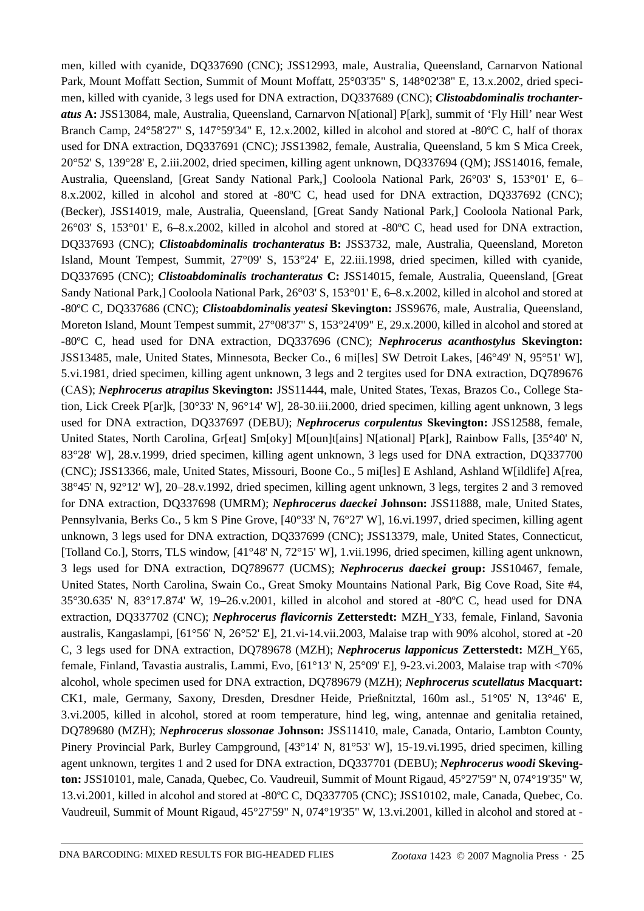men, killed with cyanide, DQ337690 (CNC); JSS12993, male, Australia, Queensland, Carnarvon National Park, Mount Moffatt Section, Summit of Mount Moffatt, 25°03'35" S, 148°02'38" E, 13.x.2002, dried specimen, killed with cyanide, 3 legs used for DNA extraction, DQ337689 (CNC); ***Clistoabdominalis trochanteratus* A:** JSS13084, male, Australia, Queensland, Carnarvon N[ational] P[ark], summit of 'Fly Hill' near West Branch Camp, 24°58'27" S, 147°59'34" E, 12.x.2002, killed in alcohol and stored at -80ºC C, half of thorax used for DNA extraction, DQ337691 (CNC); JSS13982, female, Australia, Queensland, 5 km S Mica Creek, 20°52' S, 139°28' E, 2.iii.2002, dried specimen, killing agent unknown, DQ337694 (QM); JSS14016, female, Australia, Queensland, [Great Sandy National Park,] Cooloola National Park, 26°03' S, 153°01' E, 6–8.x.2002, killed in alcohol and stored at -80ºC C, head used for DNA extraction, DQ337692 (CNC); (Becker), JSS14019, male, Australia, Queensland, [Great Sandy National Park,] Cooloola National Park, 26°03' S, 153°01' E, 6–8.x.2002, killed in alcohol and stored at -80ºC C, head used for DNA extraction, DQ337693 (CNC); ***Clistoabdominalis trochanteratus* B:** JSS3732, male, Australia, Queensland, Moreton Island, Mount Tempest, Summit, 27°09' S, 153°24' E, 22.iii.1998, dried specimen, killed with cyanide, DQ337695 (CNC); ***Clistoabdominalis trochanteratus* C:** JSS14015, female, Australia, Queensland, [Great Sandy National Park,] Cooloola National Park, 26°03' S, 153°01' E, 6–8.x.2002, killed in alcohol and stored at -80ºC C, DQ337686 (CNC); ***Clistoabdominalis yeatesi* Skevington:** JSS9676, male, Australia, Queensland, Moreton Island, Mount Tempest summit, 27°08'37" S, 153°24'09" E, 29.x.2000, killed in alcohol and stored at -80ºC C, head used for DNA extraction, DQ337696 (CNC); ***Nephrocerus acanthostylus* Skevington:** JSS13485, male, United States, Minnesota, Becker Co., 6 mi[les] SW Detroit Lakes, [46°49' N, 95°51' W], 5.vi.1981, dried specimen, killing agent unknown, 3 legs and 2 tergites used for DNA extraction, DQ789676 (CAS); ***Nephrocerus atrapilus* Skevington:** JSS11444, male, United States, Texas, Brazos Co., College Station, Lick Creek P[ar]k, [30°33' N, 96°14' W], 28-30.iii.2000, dried specimen, killing agent unknown, 3 legs used for DNA extraction, DQ337697 (DEBU); ***Nephrocerus corpulentus* Skevington:** JSS12588, female, United States, North Carolina, Gr[eat] Sm[oky] M[oun]t[ains] N[ational] P[ark], Rainbow Falls, [35°40' N, 83°28' W], 28.v.1999, dried specimen, killing agent unknown, 3 legs used for DNA extraction, DQ337700 (CNC); JSS13366, male, United States, Missouri, Boone Co., 5 mi[les] E Ashland, Ashland W[ildlife] A[rea, 38°45' N, 92°12' W], 20–28.v.1992, dried specimen, killing agent unknown, 3 legs, tergites 2 and 3 removed for DNA extraction, DQ337698 (UMRM); ***Nephrocerus daeckei* Johnson:** JSS11888, male, United States, Pennsylvania, Berks Co., 5 km S Pine Grove, [40°33' N, 76°27' W], 16.vi.1997, dried specimen, killing agent unknown, 3 legs used for DNA extraction, DQ337699 (CNC); JSS13379, male, United States, Connecticut, [Tolland Co.], Storrs, TLS window, [41°48' N, 72°15' W], 1.vii.1996, dried specimen, killing agent unknown, 3 legs used for DNA extraction, DQ789677 (UCMS); ***Nephrocerus daeckei* group:** JSS10467, female, United States, North Carolina, Swain Co., Great Smoky Mountains National Park, Big Cove Road, Site #4, 35°30.635' N, 83°17.874' W, 19–26.v.2001, killed in alcohol and stored at -80ºC C, head used for DNA extraction, DQ337702 (CNC); ***Nephrocerus flavicornis* Zetterstedt:** MZH_Y33, female, Finland, Savonia australis, Kangaslampi, [61°56' N, 26°52' E], 21.vi-14.vii.2003, Malaise trap with 90% alcohol, stored at -20 C, 3 legs used for DNA extraction, DQ789678 (MZH); ***Nephrocerus lapponicus* Zetterstedt:** MZH_Y65, female, Finland, Tavastia australis, Lammi, Evo, [61°13' N, 25°09' E], 9-23.vi.2003, Malaise trap with <70% alcohol, whole specimen used for DNA extraction, DQ789679 (MZH); ***Nephrocerus scutellatus* Macquart:** CK1, male, Germany, Saxony, Dresden, Dresdner Heide, Prießnitztal, 160m asl., 51°05' N, 13°46' E, 3.vi.2005, killed in alcohol, stored at room temperature, hind leg, wing, antennae and genitalia retained, DQ789680 (MZH); ***Nephrocerus slossonae* Johnson:** JSS11410, male, Canada, Ontario, Lambton County, Pinery Provincial Park, Burley Campground, [43°14' N, 81°53' W], 15-19.vi.1995, dried specimen, killing agent unknown, tergites 1 and 2 used for DNA extraction, DQ337701 (DEBU); ***Nephrocerus woodi* Skevington:** JSS10101, male, Canada, Quebec, Co. Vaudreuil, Summit of Mount Rigaud, 45°27'59" N, 074°19'35" W, 13.vi.2001, killed in alcohol and stored at -80ºC C, DQ337705 (CNC); JSS10102, male, Canada, Quebec, Co. Vaudreuil, Summit of Mount Rigaud, 45°27'59" N, 074°19'35" W, 13.vi.2001, killed in alcohol and stored at -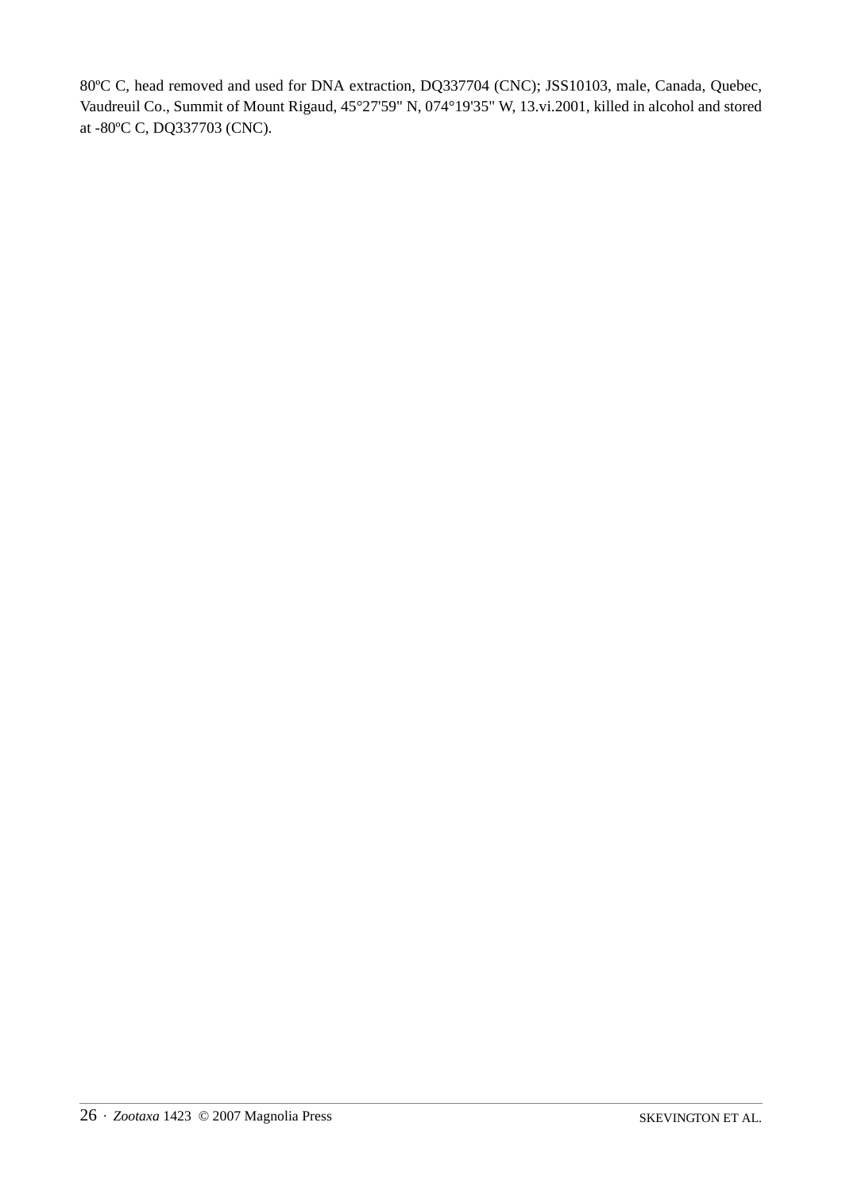80ºC C, head removed and used for DNA extraction, DQ337704 (CNC); JSS10103, male, Canada, Quebec, Vaudreuil Co., Summit of Mount Rigaud, 45°27'59" N, 074°19'35" W, 13.vi.2001, killed in alcohol and stored at -80ºC C, DQ337703 (CNC).